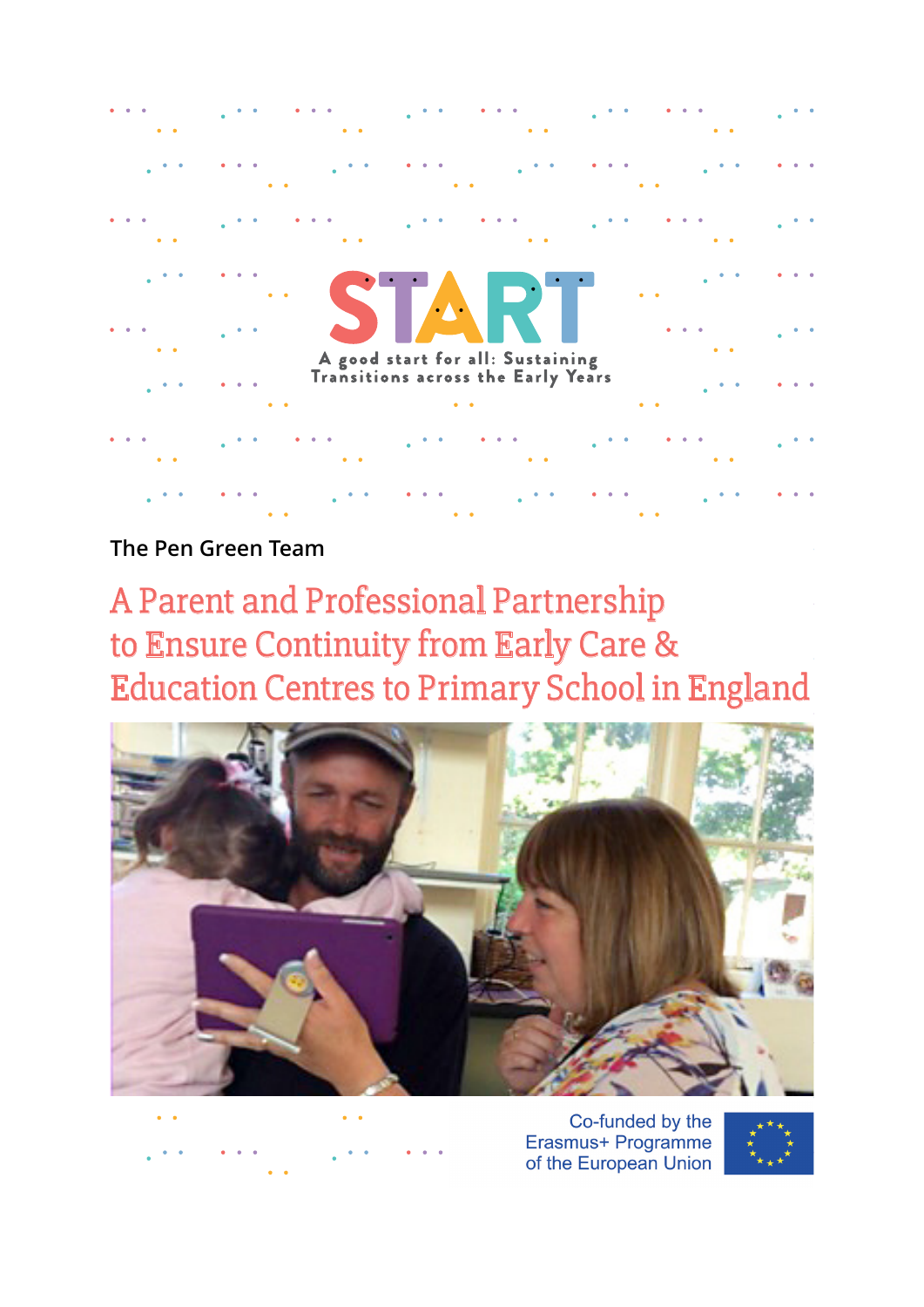# START

A good start for all: Sustaining Transitions across the Early Years

The Pen Green Team

# A Parent and Professional Partnership to Ensure Continuity from Early Care & Education Centres to Primary School in England

Co-funded by the Erasmus+ Programme of the European Union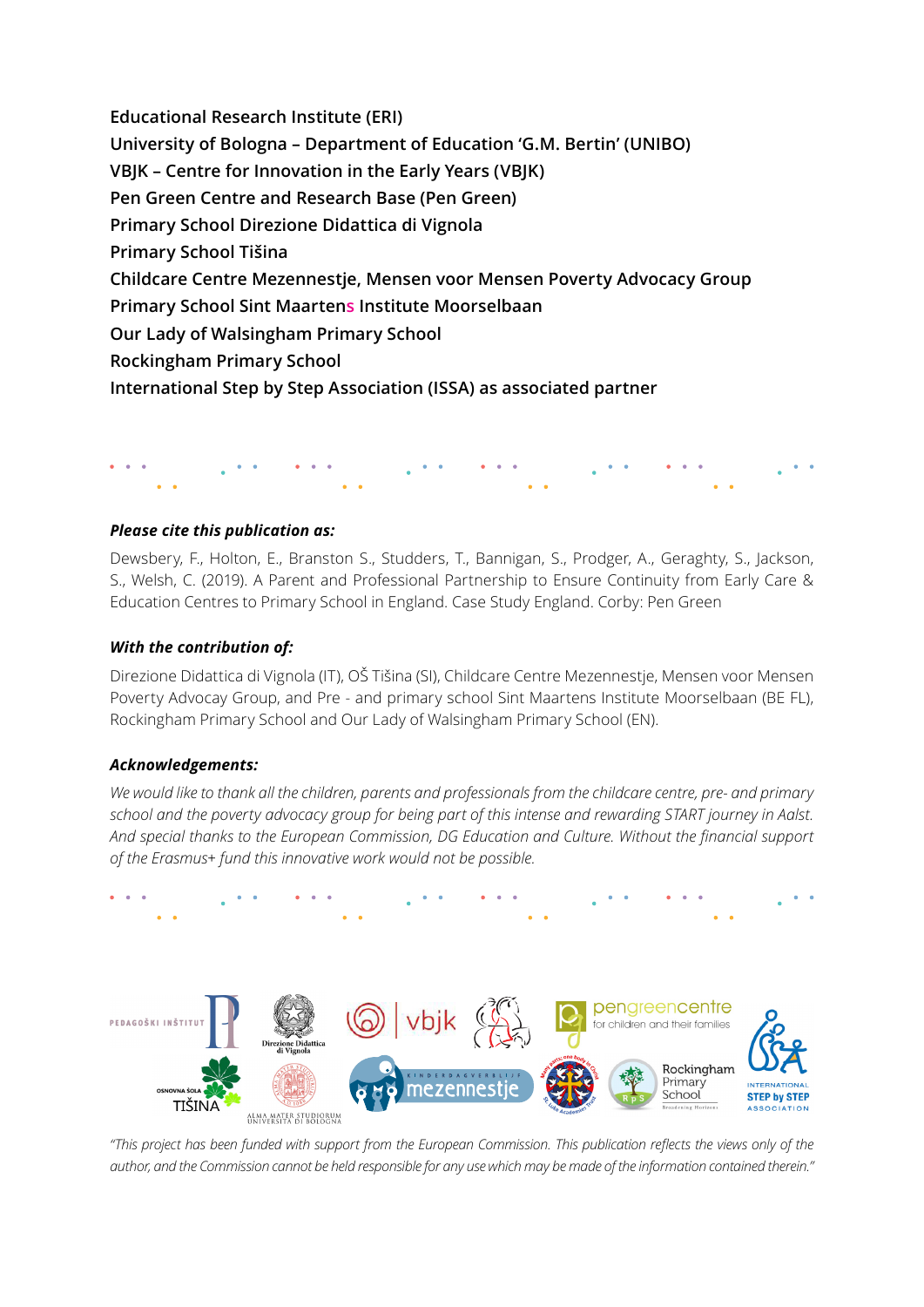**Educational Research Institute (ERI)**
**University of Bologna – Department of Education 'G.M. Bertin' (UNIBO)**
**VBJK – Centre for Innovation in the Early Years (VBJK)**
**Pen Green Centre and Research Base (Pen Green)**
**Primary School Direzione Didattica di Vignola**
**Primary School Tišina**
**Childcare Centre Mezennestje, Mensen voor Mensen Poverty Advocacy Group**
**Primary School Sint Maartens Institute Moorselbaan**
**Our Lady of Walsingham Primary School**
**Rockingham Primary School**
**International Step by Step Association (ISSA) as associated partner**

***Please cite this publication as:***

Dewsbery, F., Holton, E., Branston S., Studders, T., Bannigan, S., Prodger, A., Geraghty, S., Jackson, S., Welsh, C. (2019). A Parent and Professional Partnership to Ensure Continuity from Early Care & Education Centres to Primary School in England. Case Study England. Corby: Pen Green

***With the contribution of:***

Direzione Didattica di Vignola (IT), OŠ Tišina (SI), Childcare Centre Mezennestje, Mensen voor Mensen Poverty Advocay Group, and Pre - and primary school Sint Maartens Institute Moorselbaan (BE FL), Rockingham Primary School and Our Lady of Walsingham Primary School (EN).

***Acknowledgements:***

*We would like to thank all the children, parents and professionals from the childcare centre, pre- and primary school and the poverty advocacy group for being part of this intense and rewarding START journey in Aalst. And special thanks to the European Commission, DG Education and Culture. Without the financial support of the Erasmus+ fund this innovative work would not be possible.*

*"This project has been funded with support from the European Commission. This publication reflects the views only of the author, and the Commission cannot be held responsible for any use which may be made of the information contained therein."*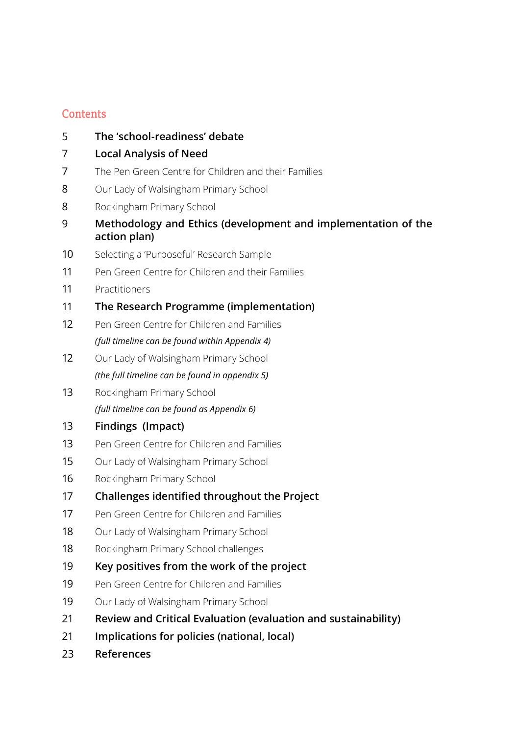## Contents

| | |
|---|---|
| 5 | **The 'school-readiness' debate** |
| 7 | **Local Analysis of Need** |
| 7 | The Pen Green Centre for Children and their Families |
| 8 | Our Lady of Walsingham Primary School |
| 8 | Rockingham Primary School |
| 9 | **Methodology and Ethics (development and implementation of the action plan)** |
| 10 | Selecting a 'Purposeful' Research Sample |
| 11 | Pen Green Centre for Children and their Families |
| 11 | Practitioners |
| 11 | **The Research Programme (implementation)** |
| 12 | Pen Green Centre for Children and Families<br>*(full timeline can be found within Appendix 4)* |
| 12 | Our Lady of Walsingham Primary School<br>*(the full timeline can be found in appendix 5)* |
| 13 | Rockingham Primary School<br>*(full timeline can be found as Appendix 6)* |
| 13 | **Findings (Impact)** |
| 13 | Pen Green Centre for Children and Families |
| 15 | Our Lady of Walsingham Primary School |
| 16 | Rockingham Primary School |
| 17 | **Challenges identified throughout the Project** |
| 17 | Pen Green Centre for Children and Families |
| 18 | Our Lady of Walsingham Primary School |
| 18 | Rockingham Primary School challenges |
| 19 | **Key positives from the work of the project** |
| 19 | Pen Green Centre for Children and Families |
| 19 | Our Lady of Walsingham Primary School |
| 21 | **Review and Critical Evaluation (evaluation and sustainability)** |
| 21 | **Implications for policies (national, local)** |
| 23 | **References** |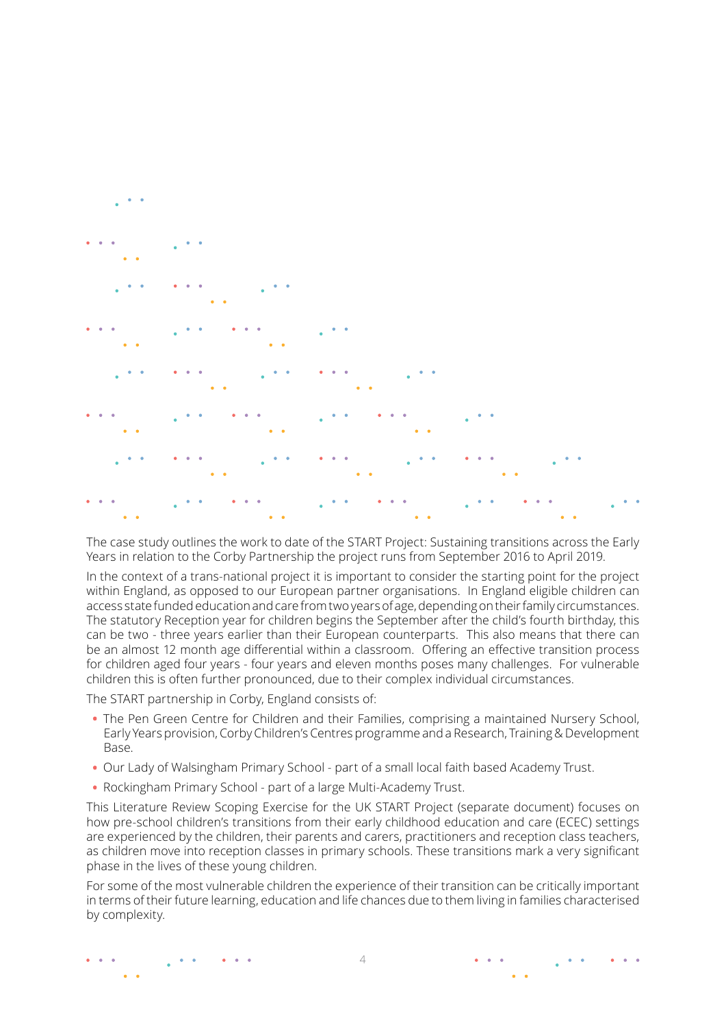The case study outlines the work to date of the START Project: Sustaining transitions across the Early Years in relation to the Corby Partnership the project runs from September 2016 to April 2019.

In the context of a trans-national project it is important to consider the starting point for the project within England, as opposed to our European partner organisations. In England eligible children can access state funded education and care from two years of age, depending on their family circumstances. The statutory Reception year for children begins the September after the child's fourth birthday, this can be two - three years earlier than their European counterparts. This also means that there can be an almost 12 month age differential within a classroom. Offering an effective transition process for children aged four years - four years and eleven months poses many challenges. For vulnerable children this is often further pronounced, due to their complex individual circumstances.

The START partnership in Corby, England consists of:

- The Pen Green Centre for Children and their Families, comprising a maintained Nursery School, Early Years provision, Corby Children's Centres programme and a Research, Training & Development Base.
- Our Lady of Walsingham Primary School - part of a small local faith based Academy Trust.
- Rockingham Primary School - part of a large Multi-Academy Trust.

This Literature Review Scoping Exercise for the UK START Project (separate document) focuses on how pre-school children's transitions from their early childhood education and care (ECEC) settings are experienced by the children, their parents and carers, practitioners and reception class teachers, as children move into reception classes in primary schools. These transitions mark a very significant phase in the lives of these young children.

For some of the most vulnerable children the experience of their transition can be critically important in terms of their future learning, education and life chances due to them living in families characterised by complexity.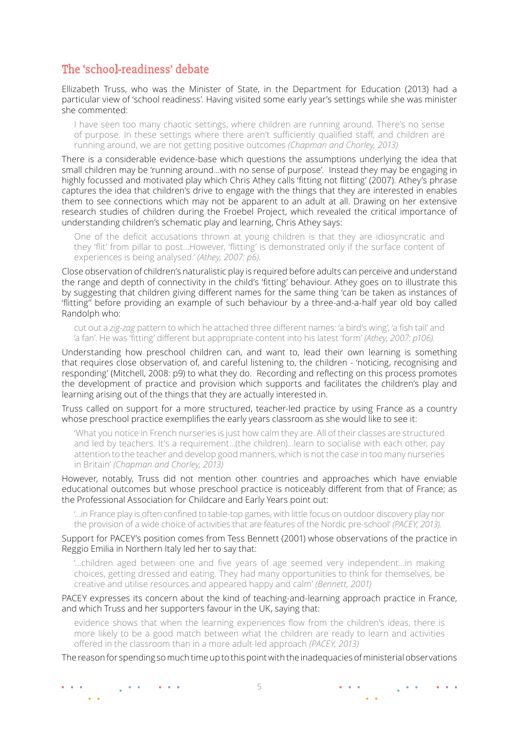## The 'school-readiness' debate

Ellizabeth Truss, who was the Minister of State, in the Department for Education (2013) had a particular view of 'school readiness'. Having visited some early year's settings while she was minister she commented:

> I have seen too many chaotic settings, where children are running around. There's no sense of purpose. In these settings where there aren't sufficiently qualified staff, and children are running around, we are not getting positive outcomes *(Chapman and Chorley, 2013)*

There is a considerable evidence-base which questions the assumptions underlying the idea that small children may be 'running around…with no sense of purpose'. Instead they may be engaging in highly focussed and motivated play which Chris Athey calls 'fitting not flitting' (2007). Athey's phrase captures the idea that children's drive to engage with the things that they are interested in enables them to see connections which may not be apparent to an adult at all. Drawing on her extensive research studies of children during the Froebel Project, which revealed the critical importance of understanding children's schematic play and learning, Chris Athey says:

> One of the deficit accusations thrown at young children is that they are idiosyncratic and they 'flit' from pillar to post…However, 'flitting' is demonstrated only if the surface content of experiences is being analysed.' *(Athey, 2007: p6).*

Close observation of children's naturalistic play is required before adults can perceive and understand the range and depth of connectivity in the child's 'fitting' behaviour. Athey goes on to illustrate this by suggesting that children giving different names for the same thing 'can be taken as instances of 'flitting'' before providing an example of such behaviour by a three-and-a-half year old boy called Randolph who:

> cut out a *zig-zag* pattern to which he attached three different names: 'a bird's wing', 'a fish tail' and 'a fan'. He was 'fitting' different but appropriate content into his latest 'form' *(Athey, 2007: p106).*

Understanding how preschool children can, and want to, lead their own learning is something that requires close observation of, and careful listening to, the children - 'noticing, recognising and responding' (Mitchell, 2008: p9) to what they do. Recording and reflecting on this process promotes the development of practice and provision which supports and facilitates the children's play and learning arising out of the things that they are actually interested in.

Truss called on support for a more structured, teacher-led practice by using France as a country whose preschool practice exemplifies the early years classroom as she would like to see it:

> 'What you notice in French nurseries is just how calm they are. All of their classes are structured and led by teachers. It's a requirement…(the children)…learn to socialise with each other, pay attention to the teacher and develop good manners, which is not the case in too many nurseries in Britain' *(Chapman and Chorley, 2013)*

However, notably, Truss did not mention other countries and approaches which have enviable educational outcomes but whose preschool practice is noticeably different from that of France; as the Professional Association for Childcare and Early Years point out:

> '…in France play is often confined to table-top games, with little focus on outdoor discovery play nor the provision of a wide choice of activities that are features of the Nordic pre-school' *(PACEY, 2013).*

Support for PACEY's position comes from Tess Bennett (2001) whose observations of the practice in Reggio Emilia in Northern Italy led her to say that:

> '…children aged between one and five years of age seemed very independent…in making choices, getting dressed and eating. They had many opportunities to think for themselves, be creative and utilise resources and appeared happy and calm' *(Bennett, 2001)*

PACEY expresses its concern about the kind of teaching-and-learning approach practice in France, and which Truss and her supporters favour in the UK, saying that:

> evidence shows that when the learning experiences flow from the children's ideas, there is more likely to be a good match between what the children are ready to learn and activities offered in the classroom than in a more adult-led approach *(PACEY, 2013)*

The reason for spending so much time up to this point with the inadequacies of ministerial observations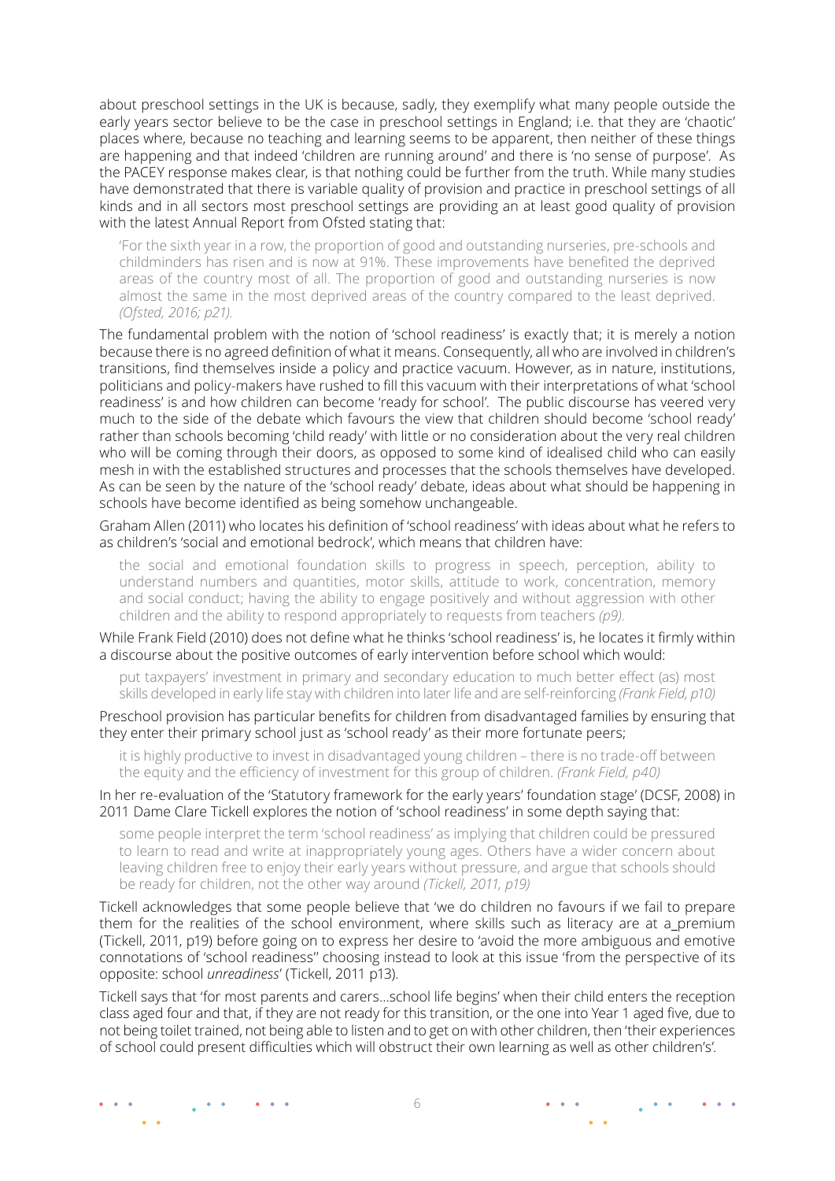about preschool settings in the UK is because, sadly, they exemplify what many people outside the early years sector believe to be the case in preschool settings in England; i.e. that they are 'chaotic' places where, because no teaching and learning seems to be apparent, then neither of these things are happening and that indeed 'children are running around' and there is 'no sense of purpose'. As the PACEY response makes clear, is that nothing could be further from the truth. While many studies have demonstrated that there is variable quality of provision and practice in preschool settings of all kinds and in all sectors most preschool settings are providing an at least good quality of provision with the latest Annual Report from Ofsted stating that:

> 'For the sixth year in a row, the proportion of good and outstanding nurseries, pre-schools and childminders has risen and is now at 91%. These improvements have benefited the deprived areas of the country most of all. The proportion of good and outstanding nurseries is now almost the same in the most deprived areas of the country compared to the least deprived. *(Ofsted, 2016; p21).*

The fundamental problem with the notion of 'school readiness' is exactly that; it is merely a notion because there is no agreed definition of what it means. Consequently, all who are involved in children's transitions, find themselves inside a policy and practice vacuum. However, as in nature, institutions, politicians and policy-makers have rushed to fill this vacuum with their interpretations of what 'school readiness' is and how children can become 'ready for school'. The public discourse has veered very much to the side of the debate which favours the view that children should become 'school ready' rather than schools becoming 'child ready' with little or no consideration about the very real children who will be coming through their doors, as opposed to some kind of idealised child who can easily mesh in with the established structures and processes that the schools themselves have developed. As can be seen by the nature of the 'school ready' debate, ideas about what should be happening in schools have become identified as being somehow unchangeable.

Graham Allen (2011) who locates his definition of 'school readiness' with ideas about what he refers to as children's 'social and emotional bedrock', which means that children have:

> the social and emotional foundation skills to progress in speech, perception, ability to understand numbers and quantities, motor skills, attitude to work, concentration, memory and social conduct; having the ability to engage positively and without aggression with other children and the ability to respond appropriately to requests from teachers *(p9).*

While Frank Field (2010) does not define what he thinks 'school readiness' is, he locates it firmly within a discourse about the positive outcomes of early intervention before school which would:

> put taxpayers' investment in primary and secondary education to much better effect (as) most skills developed in early life stay with children into later life and are self-reinforcing *(Frank Field, p10)*

Preschool provision has particular benefits for children from disadvantaged families by ensuring that they enter their primary school just as 'school ready' as their more fortunate peers;

> it is highly productive to invest in disadvantaged young children – there is no trade-off between the equity and the efficiency of investment for this group of children. *(Frank Field, p40)*

In her re-evaluation of the 'Statutory framework for the early years' foundation stage' (DCSF, 2008) in 2011 Dame Clare Tickell explores the notion of 'school readiness' in some depth saying that:

> some people interpret the term 'school readiness' as implying that children could be pressured to learn to read and write at inappropriately young ages. Others have a wider concern about leaving children free to enjoy their early years without pressure, and argue that schools should be ready for children, not the other way around *(Tickell, 2011, p19)*

Tickell acknowledges that some people believe that 'we do children no favours if we fail to prepare them for the realities of the school environment, where skills such as literacy are at a premium (Tickell, 2011, p19) before going on to express her desire to 'avoid the more ambiguous and emotive connotations of 'school readiness'' choosing instead to look at this issue 'from the perspective of its opposite: school *unreadiness*' (Tickell, 2011 p13).

Tickell says that 'for most parents and carers…school life begins' when their child enters the reception class aged four and that, if they are not ready for this transition, or the one into Year 1 aged five, due to not being toilet trained, not being able to listen and to get on with other children, then 'their experiences of school could present difficulties which will obstruct their own learning as well as other children's'.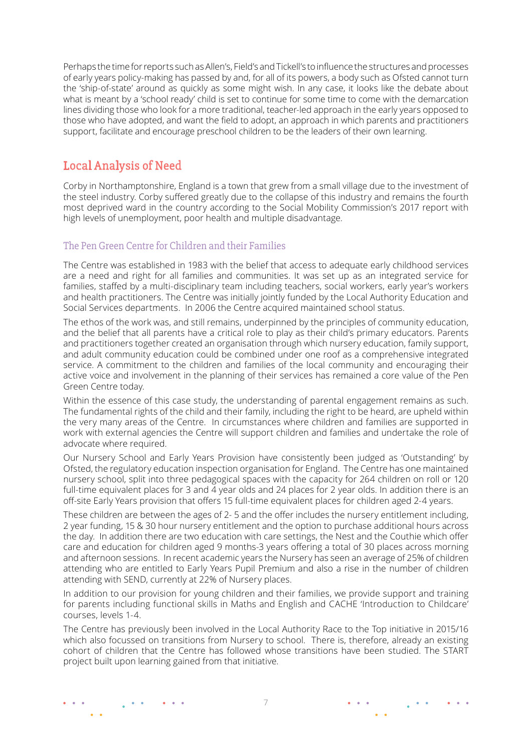Perhaps the time for reports such as Allen's, Field's and Tickell's to influence the structures and processes of early years policy-making has passed by and, for all of its powers, a body such as Ofsted cannot turn the 'ship-of-state' around as quickly as some might wish. In any case, it looks like the debate about what is meant by a 'school ready' child is set to continue for some time to come with the demarcation lines dividing those who look for a more traditional, teacher-led approach in the early years opposed to those who have adopted, and want the field to adopt, an approach in which parents and practitioners support, facilitate and encourage preschool children to be the leaders of their own learning.

## Local Analysis of Need

Corby in Northamptonshire, England is a town that grew from a small village due to the investment of the steel industry. Corby suffered greatly due to the collapse of this industry and remains the fourth most deprived ward in the country according to the Social Mobility Commission's 2017 report with high levels of unemployment, poor health and multiple disadvantage.

### The Pen Green Centre for Children and their Families

The Centre was established in 1983 with the belief that access to adequate early childhood services are a need and right for all families and communities. It was set up as an integrated service for families, staffed by a multi-disciplinary team including teachers, social workers, early year's workers and health practitioners. The Centre was initially jointly funded by the Local Authority Education and Social Services departments. In 2006 the Centre acquired maintained school status.

The ethos of the work was, and still remains, underpinned by the principles of community education, and the belief that all parents have a critical role to play as their child's primary educators. Parents and practitioners together created an organisation through which nursery education, family support, and adult community education could be combined under one roof as a comprehensive integrated service. A commitment to the children and families of the local community and encouraging their active voice and involvement in the planning of their services has remained a core value of the Pen Green Centre today.

Within the essence of this case study, the understanding of parental engagement remains as such. The fundamental rights of the child and their family, including the right to be heard, are upheld within the very many areas of the Centre. In circumstances where children and families are supported in work with external agencies the Centre will support children and families and undertake the role of advocate where required.

Our Nursery School and Early Years Provision have consistently been judged as 'Outstanding' by Ofsted, the regulatory education inspection organisation for England. The Centre has one maintained nursery school, split into three pedagogical spaces with the capacity for 264 children on roll or 120 full-time equivalent places for 3 and 4 year olds and 24 places for 2 year olds. In addition there is an off-site Early Years provision that offers 15 full-time equivalent places for children aged 2-4 years.

These children are between the ages of 2- 5 and the offer includes the nursery entitlement including, 2 year funding, 15 & 30 hour nursery entitlement and the option to purchase additional hours across the day. In addition there are two education with care settings, the Nest and the Couthie which offer care and education for children aged 9 months-3 years offering a total of 30 places across morning and afternoon sessions. In recent academic years the Nursery has seen an average of 25% of children attending who are entitled to Early Years Pupil Premium and also a rise in the number of children attending with SEND, currently at 22% of Nursery places.

In addition to our provision for young children and their families, we provide support and training for parents including functional skills in Maths and English and CACHE 'Introduction to Childcare' courses, levels 1-4.

The Centre has previously been involved in the Local Authority Race to the Top initiative in 2015/16 which also focussed on transitions from Nursery to school. There is, therefore, already an existing cohort of children that the Centre has followed whose transitions have been studied. The START project built upon learning gained from that initiative.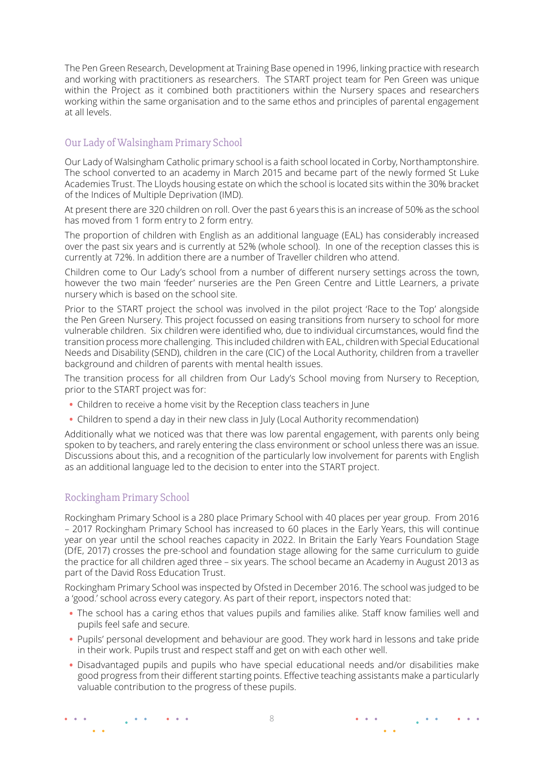The Pen Green Research, Development at Training Base opened in 1996, linking practice with research and working with practitioners as researchers. The START project team for Pen Green was unique within the Project as it combined both practitioners within the Nursery spaces and researchers working within the same organisation and to the same ethos and principles of parental engagement at all levels.

## Our Lady of Walsingham Primary School

Our Lady of Walsingham Catholic primary school is a faith school located in Corby, Northamptonshire. The school converted to an academy in March 2015 and became part of the newly formed St Luke Academies Trust. The Lloyds housing estate on which the school is located sits within the 30% bracket of the Indices of Multiple Deprivation (IMD).

At present there are 320 children on roll. Over the past 6 years this is an increase of 50% as the school has moved from 1 form entry to 2 form entry.

The proportion of children with English as an additional language (EAL) has considerably increased over the past six years and is currently at 52% (whole school). In one of the reception classes this is currently at 72%. In addition there are a number of Traveller children who attend.

Children come to Our Lady's school from a number of different nursery settings across the town, however the two main 'feeder' nurseries are the Pen Green Centre and Little Learners, a private nursery which is based on the school site.

Prior to the START project the school was involved in the pilot project 'Race to the Top' alongside the Pen Green Nursery. This project focussed on easing transitions from nursery to school for more vulnerable children. Six children were identified who, due to individual circumstances, would find the transition process more challenging. This included children with EAL, children with Special Educational Needs and Disability (SEND), children in the care (CIC) of the Local Authority, children from a traveller background and children of parents with mental health issues.

The transition process for all children from Our Lady's School moving from Nursery to Reception, prior to the START project was for:

- Children to receive a home visit by the Reception class teachers in June
- Children to spend a day in their new class in July (Local Authority recommendation)

Additionally what we noticed was that there was low parental engagement, with parents only being spoken to by teachers, and rarely entering the class environment or school unless there was an issue. Discussions about this, and a recognition of the particularly low involvement for parents with English as an additional language led to the decision to enter into the START project.

## Rockingham Primary School

Rockingham Primary School is a 280 place Primary School with 40 places per year group. From 2016 – 2017 Rockingham Primary School has increased to 60 places in the Early Years, this will continue year on year until the school reaches capacity in 2022. In Britain the Early Years Foundation Stage (DfE, 2017) crosses the pre-school and foundation stage allowing for the same curriculum to guide the practice for all children aged three – six years. The school became an Academy in August 2013 as part of the David Ross Education Trust.

Rockingham Primary School was inspected by Ofsted in December 2016. The school was judged to be a 'good.' school across every category. As part of their report, inspectors noted that:

- The school has a caring ethos that values pupils and families alike. Staff know families well and pupils feel safe and secure.
- Pupils' personal development and behaviour are good. They work hard in lessons and take pride in their work. Pupils trust and respect staff and get on with each other well.
- Disadvantaged pupils and pupils who have special educational needs and/or disabilities make good progress from their different starting points. Effective teaching assistants make a particularly valuable contribution to the progress of these pupils.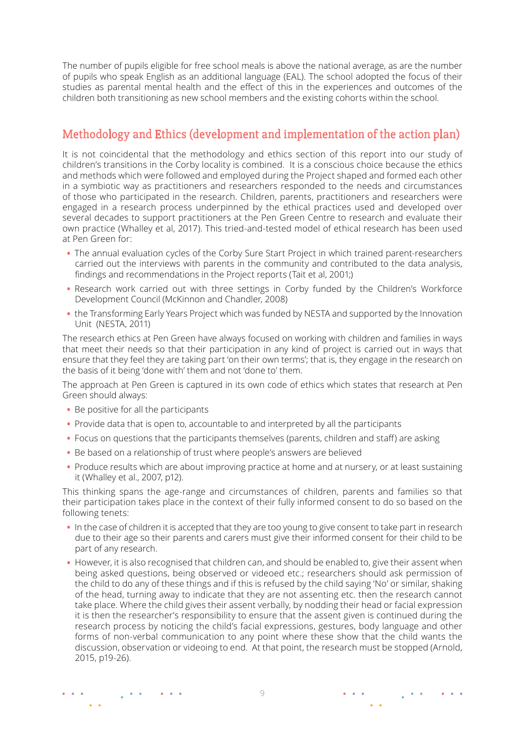The number of pupils eligible for free school meals is above the national average, as are the number of pupils who speak English as an additional language (EAL). The school adopted the focus of their studies as parental mental health and the effect of this in the experiences and outcomes of the children both transitioning as new school members and the existing cohorts within the school.

## Methodology and Ethics (development and implementation of the action plan)

It is not coincidental that the methodology and ethics section of this report into our study of children's transitions in the Corby locality is combined. It is a conscious choice because the ethics and methods which were followed and employed during the Project shaped and formed each other in a symbiotic way as practitioners and researchers responded to the needs and circumstances of those who participated in the research. Children, parents, practitioners and researchers were engaged in a research process underpinned by the ethical practices used and developed over several decades to support practitioners at the Pen Green Centre to research and evaluate their own practice (Whalley et al, 2017). This tried-and-tested model of ethical research has been used at Pen Green for:

- The annual evaluation cycles of the Corby Sure Start Project in which trained parent-researchers carried out the interviews with parents in the community and contributed to the data analysis, findings and recommendations in the Project reports (Tait et al, 2001;)
- Research work carried out with three settings in Corby funded by the Children's Workforce Development Council (McKinnon and Chandler, 2008)
- the Transforming Early Years Project which was funded by NESTA and supported by the Innovation Unit (NESTA, 2011)

The research ethics at Pen Green have always focused on working with children and families in ways that meet their needs so that their participation in any kind of project is carried out in ways that ensure that they feel they are taking part 'on their own terms'; that is, they engage in the research on the basis of it being 'done with' them and not 'done to' them.

The approach at Pen Green is captured in its own code of ethics which states that research at Pen Green should always:

- Be positive for all the participants
- Provide data that is open to, accountable to and interpreted by all the participants
- Focus on questions that the participants themselves (parents, children and staff) are asking
- Be based on a relationship of trust where people's answers are believed
- Produce results which are about improving practice at home and at nursery, or at least sustaining it (Whalley et al., 2007, p12).

This thinking spans the age-range and circumstances of children, parents and families so that their participation takes place in the context of their fully informed consent to do so based on the following tenets:

- In the case of children it is accepted that they are too young to give consent to take part in research due to their age so their parents and carers must give their informed consent for their child to be part of any research.
- However, it is also recognised that children can, and should be enabled to, give their assent when being asked questions, being observed or videoed etc.; researchers should ask permission of the child to do any of these things and if this is refused by the child saying 'No' or similar, shaking of the head, turning away to indicate that they are not assenting etc. then the research cannot take place. Where the child gives their assent verbally, by nodding their head or facial expression it is then the researcher's responsibility to ensure that the assent given is continued during the research process by noticing the child's facial expressions, gestures, body language and other forms of non-verbal communication to any point where these show that the child wants the discussion, observation or videoing to end. At that point, the research must be stopped (Arnold, 2015, p19-26).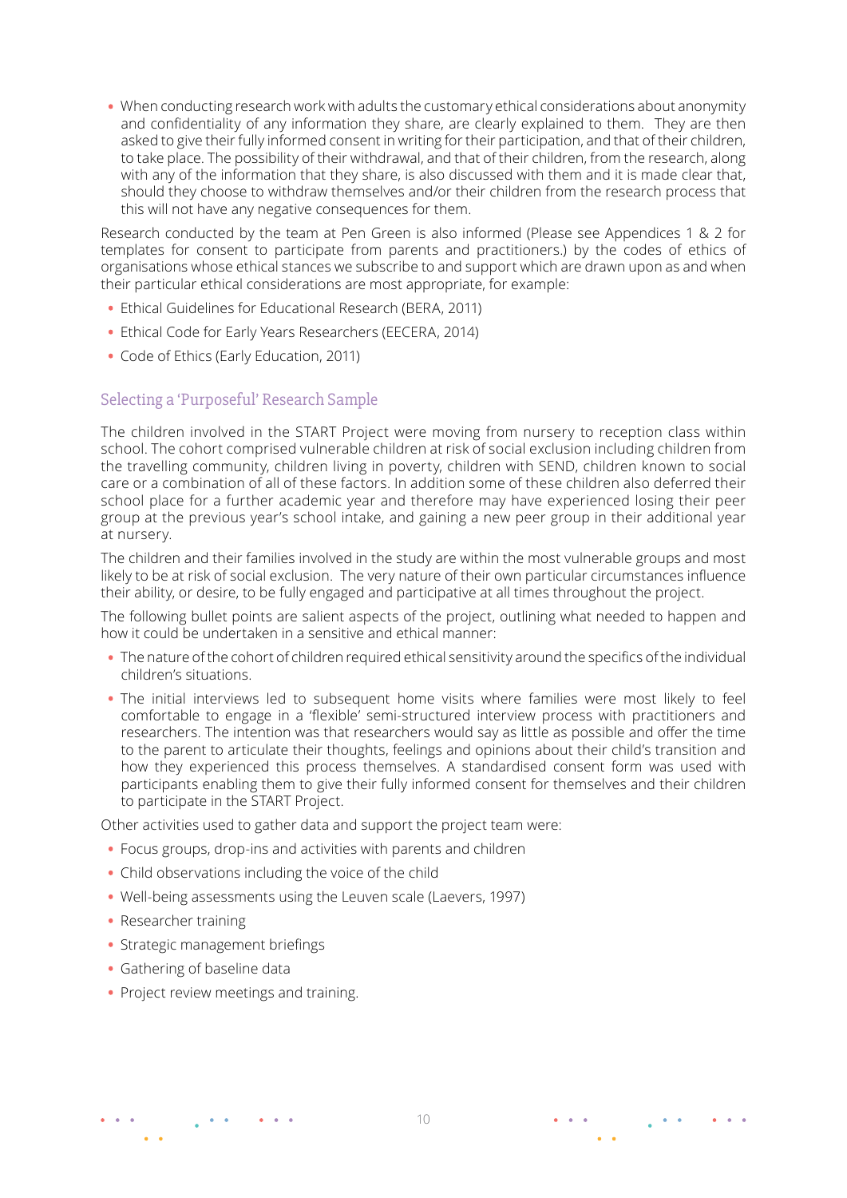- When conducting research work with adults the customary ethical considerations about anonymity and confidentiality of any information they share, are clearly explained to them. They are then asked to give their fully informed consent in writing for their participation, and that of their children, to take place. The possibility of their withdrawal, and that of their children, from the research, along with any of the information that they share, is also discussed with them and it is made clear that, should they choose to withdraw themselves and/or their children from the research process that this will not have any negative consequences for them.

Research conducted by the team at Pen Green is also informed (Please see Appendices 1 & 2 for templates for consent to participate from parents and practitioners.) by the codes of ethics of organisations whose ethical stances we subscribe to and support which are drawn upon as and when their particular ethical considerations are most appropriate, for example:

- Ethical Guidelines for Educational Research (BERA, 2011)
- Ethical Code for Early Years Researchers (EECERA, 2014)
- Code of Ethics (Early Education, 2011)

### Selecting a 'Purposeful' Research Sample

The children involved in the START Project were moving from nursery to reception class within school. The cohort comprised vulnerable children at risk of social exclusion including children from the travelling community, children living in poverty, children with SEND, children known to social care or a combination of all of these factors. In addition some of these children also deferred their school place for a further academic year and therefore may have experienced losing their peer group at the previous year's school intake, and gaining a new peer group in their additional year at nursery.

The children and their families involved in the study are within the most vulnerable groups and most likely to be at risk of social exclusion. The very nature of their own particular circumstances influence their ability, or desire, to be fully engaged and participative at all times throughout the project.

The following bullet points are salient aspects of the project, outlining what needed to happen and how it could be undertaken in a sensitive and ethical manner:

- The nature of the cohort of children required ethical sensitivity around the specifics of the individual children's situations.
- The initial interviews led to subsequent home visits where families were most likely to feel comfortable to engage in a 'flexible' semi-structured interview process with practitioners and researchers. The intention was that researchers would say as little as possible and offer the time to the parent to articulate their thoughts, feelings and opinions about their child's transition and how they experienced this process themselves. A standardised consent form was used with participants enabling them to give their fully informed consent for themselves and their children to participate in the START Project.

Other activities used to gather data and support the project team were:

- Focus groups, drop-ins and activities with parents and children
- Child observations including the voice of the child
- Well-being assessments using the Leuven scale (Laevers, 1997)
- Researcher training
- Strategic management briefings
- Gathering of baseline data
- Project review meetings and training.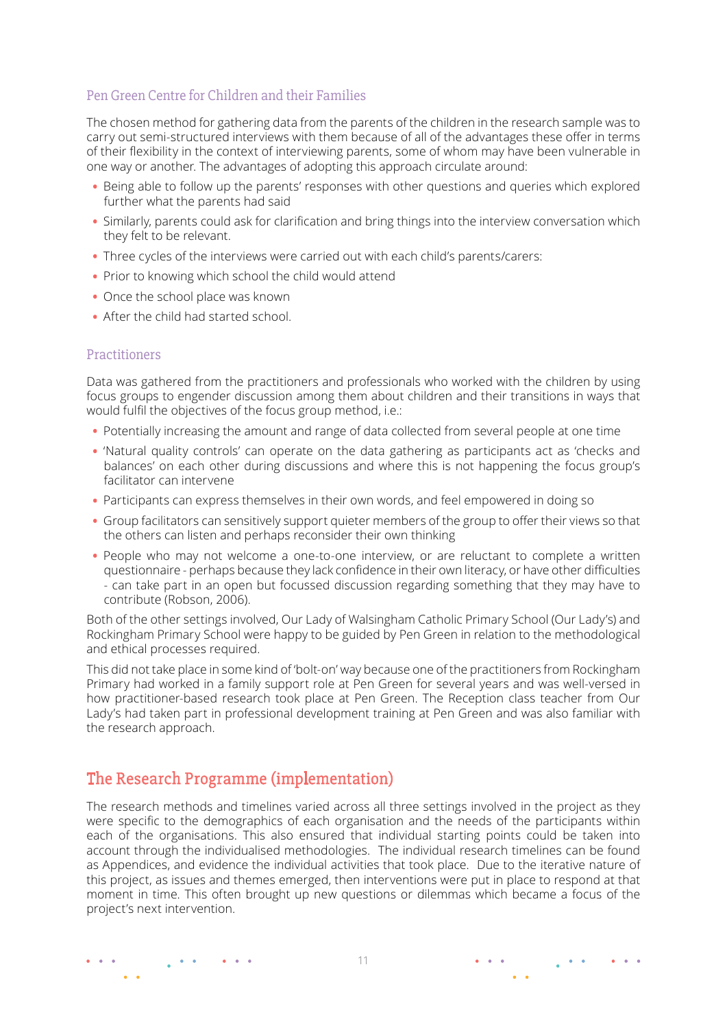### Pen Green Centre for Children and their Families

The chosen method for gathering data from the parents of the children in the research sample was to carry out semi-structured interviews with them because of all of the advantages these offer in terms of their flexibility in the context of interviewing parents, some of whom may have been vulnerable in one way or another. The advantages of adopting this approach circulate around:

- Being able to follow up the parents' responses with other questions and queries which explored further what the parents had said
- Similarly, parents could ask for clarification and bring things into the interview conversation which they felt to be relevant.
- Three cycles of the interviews were carried out with each child's parents/carers:
- Prior to knowing which school the child would attend
- Once the school place was known
- After the child had started school.

### Practitioners

Data was gathered from the practitioners and professionals who worked with the children by using focus groups to engender discussion among them about children and their transitions in ways that would fulfil the objectives of the focus group method, i.e.:

- Potentially increasing the amount and range of data collected from several people at one time
- 'Natural quality controls' can operate on the data gathering as participants act as 'checks and balances' on each other during discussions and where this is not happening the focus group's facilitator can intervene
- Participants can express themselves in their own words, and feel empowered in doing so
- Group facilitators can sensitively support quieter members of the group to offer their views so that the others can listen and perhaps reconsider their own thinking
- People who may not welcome a one-to-one interview, or are reluctant to complete a written questionnaire - perhaps because they lack confidence in their own literacy, or have other difficulties - can take part in an open but focussed discussion regarding something that they may have to contribute (Robson, 2006).

Both of the other settings involved, Our Lady of Walsingham Catholic Primary School (Our Lady's) and Rockingham Primary School were happy to be guided by Pen Green in relation to the methodological and ethical processes required.

This did not take place in some kind of 'bolt-on' way because one of the practitioners from Rockingham Primary had worked in a family support role at Pen Green for several years and was well-versed in how practitioner-based research took place at Pen Green. The Reception class teacher from Our Lady's had taken part in professional development training at Pen Green and was also familiar with the research approach.

## The Research Programme (implementation)

The research methods and timelines varied across all three settings involved in the project as they were specific to the demographics of each organisation and the needs of the participants within each of the organisations. This also ensured that individual starting points could be taken into account through the individualised methodologies. The individual research timelines can be found as Appendices, and evidence the individual activities that took place. Due to the iterative nature of this project, as issues and themes emerged, then interventions were put in place to respond at that moment in time. This often brought up new questions or dilemmas which became a focus of the project's next intervention.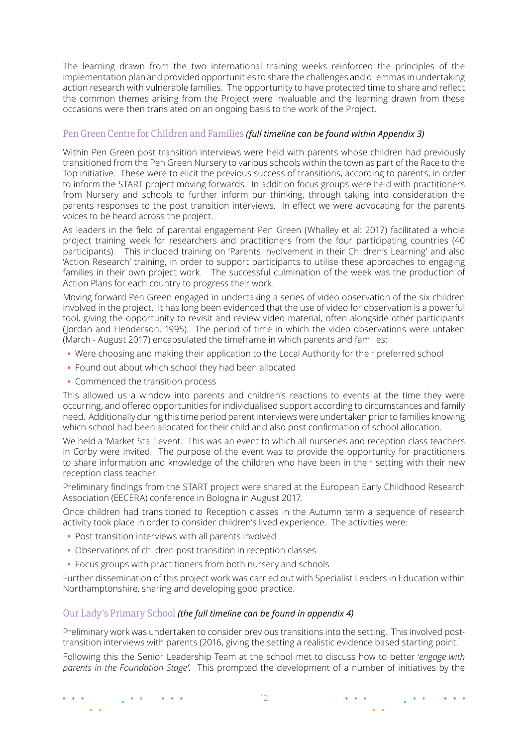The learning drawn from the two international training weeks reinforced the principles of the implementation plan and provided opportunities to share the challenges and dilemmas in undertaking action research with vulnerable families. The opportunity to have protected time to share and reflect the common themes arising from the Project were invaluable and the learning drawn from these occasions were then translated on an ongoing basis to the work of the Project.

### Pen Green Centre for Children and Families *(full timeline can be found within Appendix 3)*

Within Pen Green post transition interviews were held with parents whose children had previously transitioned from the Pen Green Nursery to various schools within the town as part of the Race to the Top initiative. These were to elicit the previous success of transitions, according to parents, in order to inform the START project moving forwards. In addition focus groups were held with practitioners from Nursery and schools to further inform our thinking, through taking into consideration the parents responses to the post transition interviews. In effect we were advocating for the parents voices to be heard across the project.

As leaders in the field of parental engagement Pen Green (Whalley et al: 2017) facilitated a whole project training week for researchers and practitioners from the four participating countries (40 participants). This included training on 'Parents Involvement in their Children's Learning' and also 'Action Research' training, in order to support participants to utilise these approaches to engaging families in their own project work. The successful culmination of the week was the production of Action Plans for each country to progress their work.

Moving forward Pen Green engaged in undertaking a series of video observation of the six children involved in the project. It has long been evidenced that the use of video for observation is a powerful tool, giving the opportunity to revisit and review video material, often alongside other participants (Jordan and Henderson, 1995). The period of time in which the video observations were untaken (March - August 2017) encapsulated the timeframe in which parents and families:

- Were choosing and making their application to the Local Authority for their preferred school
- Found out about which school they had been allocated
- Commenced the transition process

This allowed us a window into parents and children's reactions to events at the time they were occurring, and offered opportunities for individualised support according to circumstances and family need. Additionally during this time period parent interviews were undertaken prior to families knowing which school had been allocated for their child and also post confirmation of school allocation.

We held a 'Market Stall' event. This was an event to which all nurseries and reception class teachers in Corby were invited. The purpose of the event was to provide the opportunity for practitioners to share information and knowledge of the children who have been in their setting with their new reception class teacher.

Preliminary findings from the START project were shared at the European Early Childhood Research Association (EECERA) conference in Bologna in August 2017.

Once children had transitioned to Reception classes in the Autumn term a sequence of research activity took place in order to consider children's lived experience. The activities were:

- Post transition interviews with all parents involved
- Observations of children post transition in reception classes
- Focus groups with practitioners from both nursery and schools

Further dissemination of this project work was carried out with Specialist Leaders in Education within Northamptonshire, sharing and developing good practice.

### Our Lady's Primary School *(the full timeline can be found in appendix 4)*

Preliminary work was undertaken to consider previous transitions into the setting. This involved post-transition interviews with parents (2016, giving the setting a realistic evidence based starting point.

Following this the Senior Leadership Team at the school met to discuss how to better *'engage with parents in the Foundation Stage'.* This prompted the development of a number of initiatives by the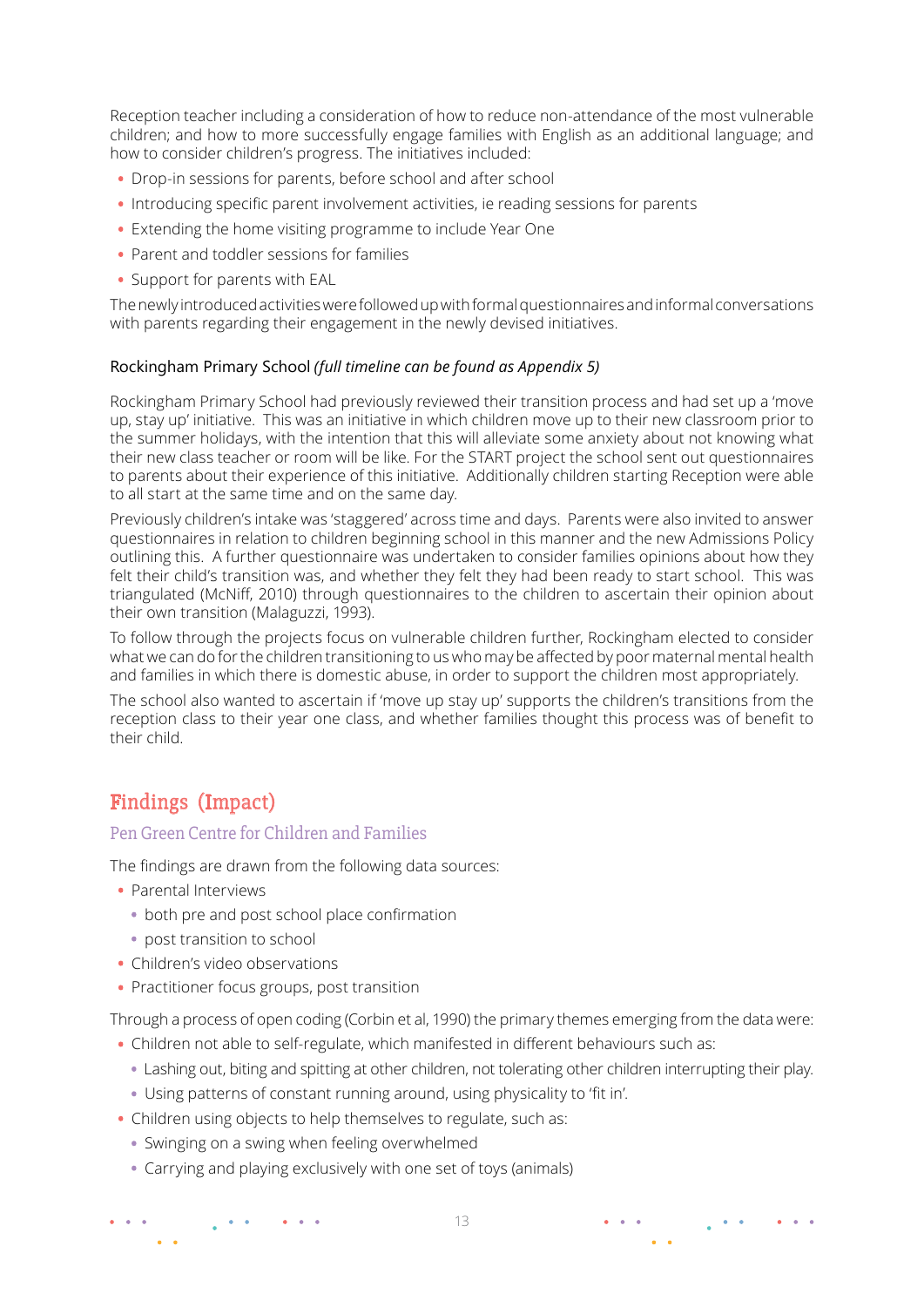Reception teacher including a consideration of how to reduce non-attendance of the most vulnerable children; and how to more successfully engage families with English as an additional language; and how to consider children's progress. The initiatives included:

- Drop-in sessions for parents, before school and after school
- Introducing specific parent involvement activities, ie reading sessions for parents
- Extending the home visiting programme to include Year One
- Parent and toddler sessions for families
- Support for parents with EAL

The newly introduced activities were followed up with formal questionnaires and informal conversations with parents regarding their engagement in the newly devised initiatives.

#### Rockingham Primary School *(full timeline can be found as Appendix 5)*

Rockingham Primary School had previously reviewed their transition process and had set up a 'move up, stay up' initiative. This was an initiative in which children move up to their new classroom prior to the summer holidays, with the intention that this will alleviate some anxiety about not knowing what their new class teacher or room will be like. For the START project the school sent out questionnaires to parents about their experience of this initiative. Additionally children starting Reception were able to all start at the same time and on the same day.

Previously children's intake was 'staggered' across time and days. Parents were also invited to answer questionnaires in relation to children beginning school in this manner and the new Admissions Policy outlining this. A further questionnaire was undertaken to consider families opinions about how they felt their child's transition was, and whether they felt they had been ready to start school. This was triangulated (McNiff, 2010) through questionnaires to the children to ascertain their opinion about their own transition (Malaguzzi, 1993).

To follow through the projects focus on vulnerable children further, Rockingham elected to consider what we can do for the children transitioning to us who may be affected by poor maternal mental health and families in which there is domestic abuse, in order to support the children most appropriately.

The school also wanted to ascertain if 'move up stay up' supports the children's transitions from the reception class to their year one class, and whether families thought this process was of benefit to their child.

## Findings (Impact)

### Pen Green Centre for Children and Families

The findings are drawn from the following data sources:

- Parental Interviews
  - both pre and post school place confirmation
  - post transition to school
- Children's video observations
- Practitioner focus groups, post transition

Through a process of open coding (Corbin et al, 1990) the primary themes emerging from the data were:

- Children not able to self-regulate, which manifested in different behaviours such as:
  - Lashing out, biting and spitting at other children, not tolerating other children interrupting their play.
  - Using patterns of constant running around, using physicality to 'fit in'.
- Children using objects to help themselves to regulate, such as:
  - Swinging on a swing when feeling overwhelmed
  - Carrying and playing exclusively with one set of toys (animals)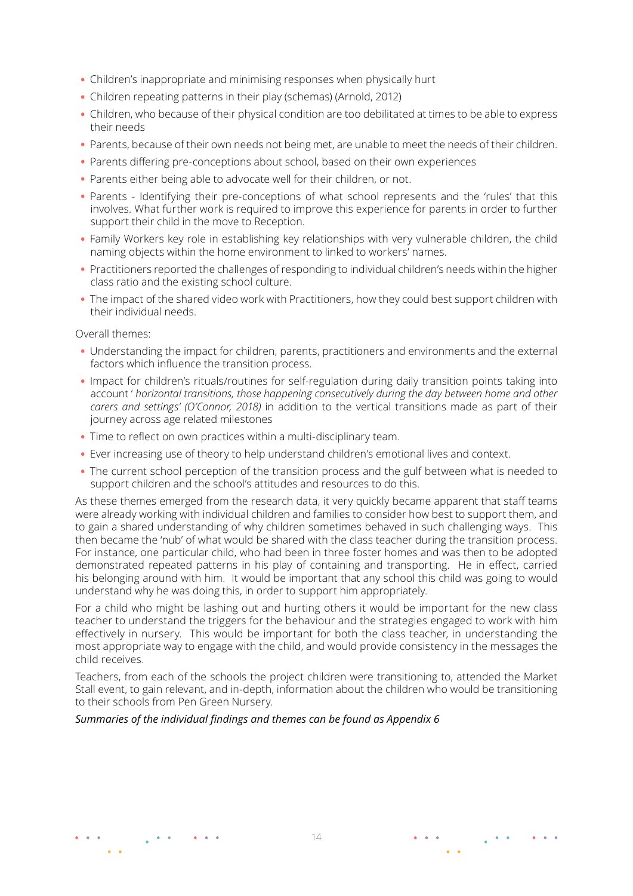- Children's inappropriate and minimising responses when physically hurt
- Children repeating patterns in their play (schemas) (Arnold, 2012)
- Children, who because of their physical condition are too debilitated at times to be able to express their needs
- Parents, because of their own needs not being met, are unable to meet the needs of their children.
- Parents differing pre-conceptions about school, based on their own experiences
- Parents either being able to advocate well for their children, or not.
- Parents - Identifying their pre-conceptions of what school represents and the 'rules' that this involves. What further work is required to improve this experience for parents in order to further support their child in the move to Reception.
- Family Workers key role in establishing key relationships with very vulnerable children, the child naming objects within the home environment to linked to workers' names.
- Practitioners reported the challenges of responding to individual children's needs within the higher class ratio and the existing school culture.
- The impact of the shared video work with Practitioners, how they could best support children with their individual needs.

Overall themes:

- Understanding the impact for children, parents, practitioners and environments and the external factors which influence the transition process.
- Impact for children's rituals/routines for self-regulation during daily transition points taking into account ' *horizontal transitions, those happening consecutively during the day between home and other carers and settings' (O'Connor, 2018)* in addition to the vertical transitions made as part of their journey across age related milestones
- Time to reflect on own practices within a multi-disciplinary team.
- Ever increasing use of theory to help understand children's emotional lives and context.
- The current school perception of the transition process and the gulf between what is needed to support children and the school's attitudes and resources to do this.

As these themes emerged from the research data, it very quickly became apparent that staff teams were already working with individual children and families to consider how best to support them, and to gain a shared understanding of why children sometimes behaved in such challenging ways. This then became the 'nub' of what would be shared with the class teacher during the transition process. For instance, one particular child, who had been in three foster homes and was then to be adopted demonstrated repeated patterns in his play of containing and transporting. He in effect, carried his belonging around with him. It would be important that any school this child was going to would understand why he was doing this, in order to support him appropriately.

For a child who might be lashing out and hurting others it would be important for the new class teacher to understand the triggers for the behaviour and the strategies engaged to work with him effectively in nursery. This would be important for both the class teacher, in understanding the most appropriate way to engage with the child, and would provide consistency in the messages the child receives.

Teachers, from each of the schools the project children were transitioning to, attended the Market Stall event, to gain relevant, and in-depth, information about the children who would be transitioning to their schools from Pen Green Nursery.

***Summaries of the individual findings and themes can be found as Appendix 6***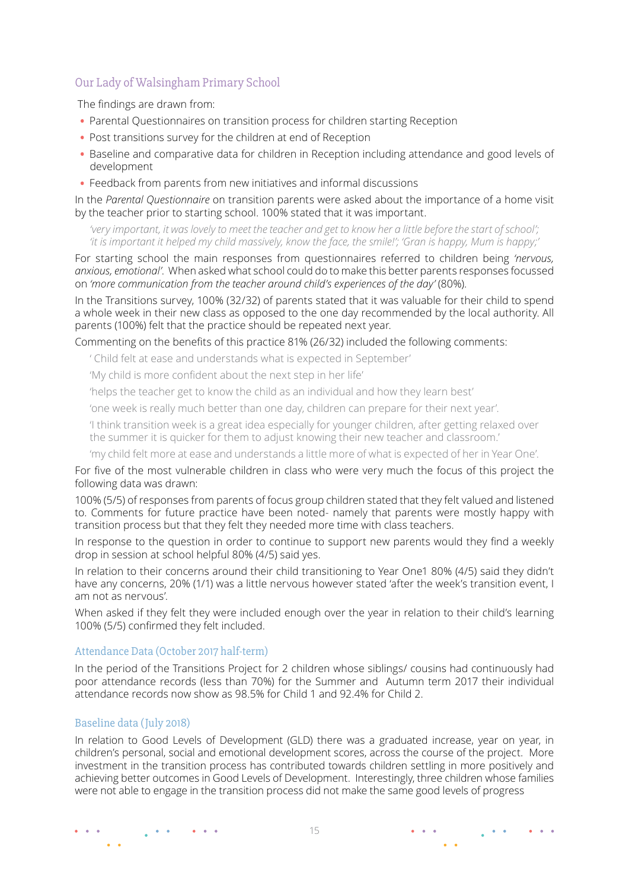## Our Lady of Walsingham Primary School

The findings are drawn from:

- Parental Questionnaires on transition process for children starting Reception
- Post transitions survey for the children at end of Reception
- Baseline and comparative data for children in Reception including attendance and good levels of development
- Feedback from parents from new initiatives and informal discussions

In the *Parental Questionnaire* on transition parents were asked about the importance of a home visit by the teacher prior to starting school. 100% stated that it was important.

> *'very important, it was lovely to meet the teacher and get to know her a little before the start of school'; 'it is important it helped my child massively, know the face, the smile!'; 'Gran is happy, Mum is happy;'*

For starting school the main responses from questionnaires referred to children being *'nervous, anxious, emotional'*. When asked what school could do to make this better parents responses focussed on *'more communication from the teacher around child's experiences of the day'* (80%).

In the Transitions survey, 100% (32/32) of parents stated that it was valuable for their child to spend a whole week in their new class as opposed to the one day recommended by the local authority. All parents (100%) felt that the practice should be repeated next year.

Commenting on the benefits of this practice 81% (26/32) included the following comments:

> ' Child felt at ease and understands what is expected in September'
>
> 'My child is more confident about the next step in her life'
>
> 'helps the teacher get to know the child as an individual and how they learn best'
>
> 'one week is really much better than one day, children can prepare for their next year'.
>
> 'I think transition week is a great idea especially for younger children, after getting relaxed over the summer it is quicker for them to adjust knowing their new teacher and classroom.'
>
> 'my child felt more at ease and understands a little more of what is expected of her in Year One'.

For five of the most vulnerable children in class who were very much the focus of this project the following data was drawn:

100% (5/5) of responses from parents of focus group children stated that they felt valued and listened to. Comments for future practice have been noted- namely that parents were mostly happy with transition process but that they felt they needed more time with class teachers.

In response to the question in order to continue to support new parents would they find a weekly drop in session at school helpful 80% (4/5) said yes.

In relation to their concerns around their child transitioning to Year One1 80% (4/5) said they didn't have any concerns, 20% (1/1) was a little nervous however stated 'after the week's transition event, I am not as nervous'.

When asked if they felt they were included enough over the year in relation to their child's learning 100% (5/5) confirmed they felt included.

### Attendance Data (October 2017 half-term)

In the period of the Transitions Project for 2 children whose siblings/ cousins had continuously had poor attendance records (less than 70%) for the Summer and Autumn term 2017 their individual attendance records now show as 98.5% for Child 1 and 92.4% for Child 2.

### Baseline data (July 2018)

In relation to Good Levels of Development (GLD) there was a graduated increase, year on year, in children's personal, social and emotional development scores, across the course of the project. More investment in the transition process has contributed towards children settling in more positively and achieving better outcomes in Good Levels of Development. Interestingly, three children whose families were not able to engage in the transition process did not make the same good levels of progress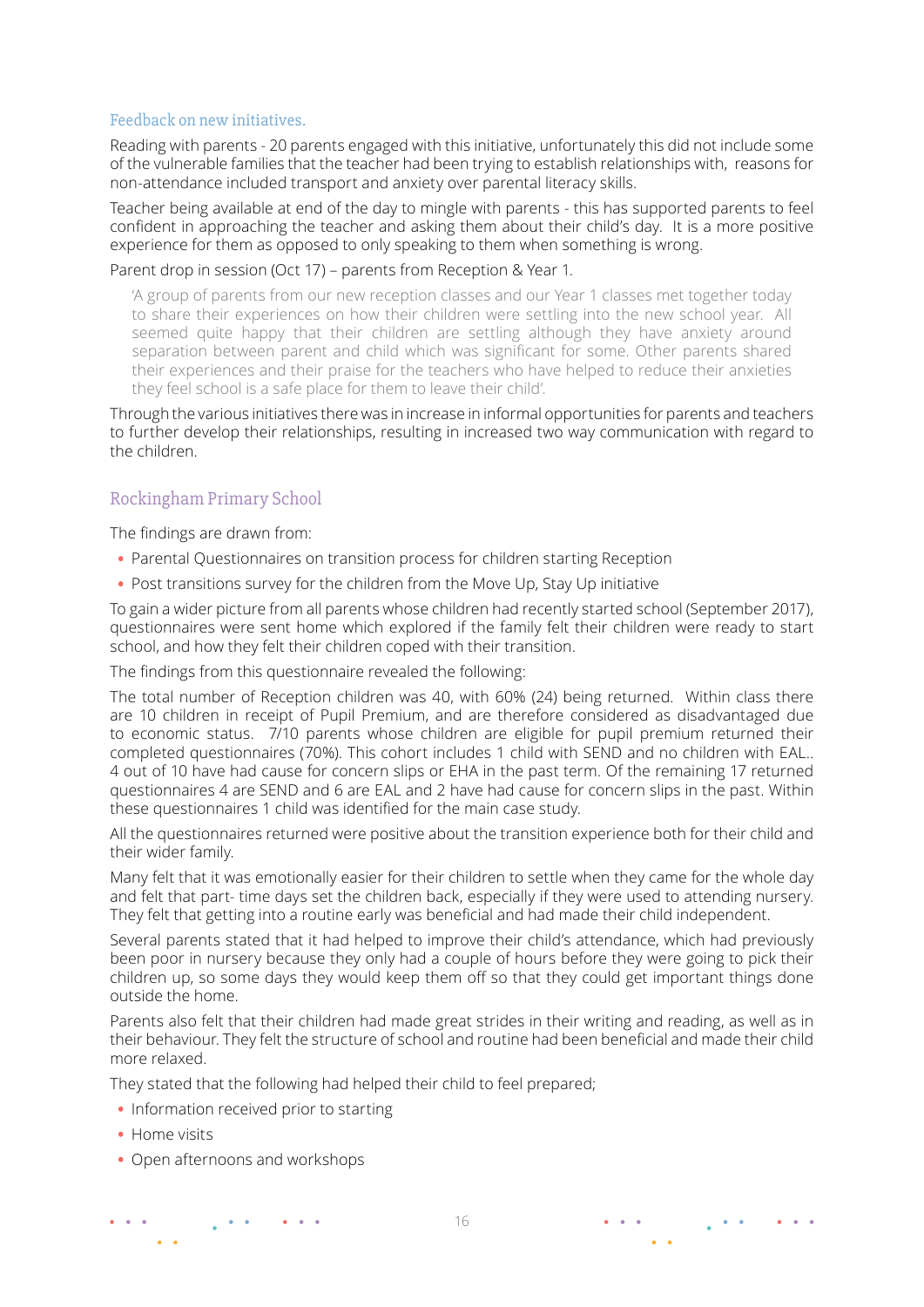### Feedback on new initiatives.

Reading with parents - 20 parents engaged with this initiative, unfortunately this did not include some of the vulnerable families that the teacher had been trying to establish relationships with, reasons for non-attendance included transport and anxiety over parental literacy skills.

Teacher being available at end of the day to mingle with parents - this has supported parents to feel confident in approaching the teacher and asking them about their child's day. It is a more positive experience for them as opposed to only speaking to them when something is wrong.

Parent drop in session (Oct 17) – parents from Reception & Year 1.

> 'A group of parents from our new reception classes and our Year 1 classes met together today to share their experiences on how their children were settling into the new school year. All seemed quite happy that their children are settling although they have anxiety around separation between parent and child which was significant for some. Other parents shared their experiences and their praise for the teachers who have helped to reduce their anxieties they feel school is a safe place for them to leave their child'.

Through the various initiatives there was in increase in informal opportunities for parents and teachers to further develop their relationships, resulting in increased two way communication with regard to the children.

## Rockingham Primary School

The findings are drawn from:

- Parental Questionnaires on transition process for children starting Reception
- Post transitions survey for the children from the Move Up, Stay Up initiative

To gain a wider picture from all parents whose children had recently started school (September 2017), questionnaires were sent home which explored if the family felt their children were ready to start school, and how they felt their children coped with their transition.

The findings from this questionnaire revealed the following:

The total number of Reception children was 40, with 60% (24) being returned. Within class there are 10 children in receipt of Pupil Premium, and are therefore considered as disadvantaged due to economic status. 7/10 parents whose children are eligible for pupil premium returned their completed questionnaires (70%). This cohort includes 1 child with SEND and no children with EAL.. 4 out of 10 have had cause for concern slips or EHA in the past term. Of the remaining 17 returned questionnaires 4 are SEND and 6 are EAL and 2 have had cause for concern slips in the past. Within these questionnaires 1 child was identified for the main case study.

All the questionnaires returned were positive about the transition experience both for their child and their wider family.

Many felt that it was emotionally easier for their children to settle when they came for the whole day and felt that part- time days set the children back, especially if they were used to attending nursery. They felt that getting into a routine early was beneficial and had made their child independent.

Several parents stated that it had helped to improve their child's attendance, which had previously been poor in nursery because they only had a couple of hours before they were going to pick their children up, so some days they would keep them off so that they could get important things done outside the home.

Parents also felt that their children had made great strides in their writing and reading, as well as in their behaviour. They felt the structure of school and routine had been beneficial and made their child more relaxed.

They stated that the following had helped their child to feel prepared;

- Information received prior to starting
- Home visits
- Open afternoons and workshops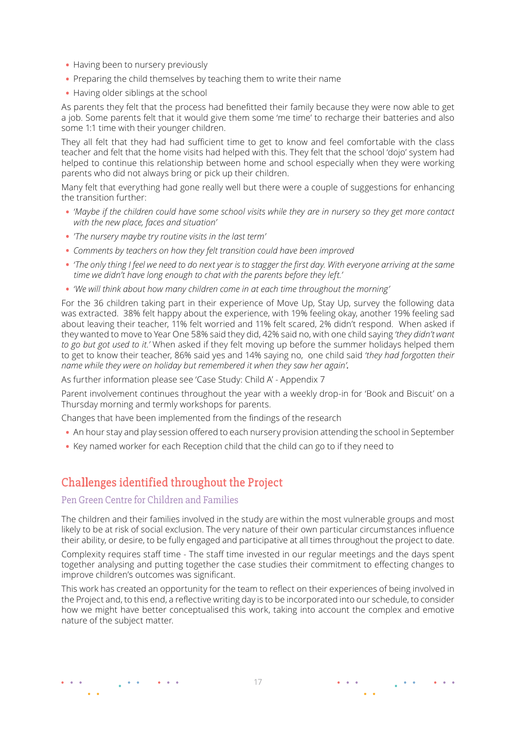- Having been to nursery previously
- Preparing the child themselves by teaching them to write their name
- Having older siblings at the school

As parents they felt that the process had benefitted their family because they were now able to get a job. Some parents felt that it would give them some 'me time' to recharge their batteries and also some 1:1 time with their younger children.

They all felt that they had had sufficient time to get to know and feel comfortable with the class teacher and felt that the home visits had helped with this. They felt that the school 'dojo' system had helped to continue this relationship between home and school especially when they were working parents who did not always bring or pick up their children.

Many felt that everything had gone really well but there were a couple of suggestions for enhancing the transition further:

- *'Maybe if the children could have some school visits while they are in nursery so they get more contact with the new place, faces and situation'*
- *'The nursery maybe try routine visits in the last term'*
- *Comments by teachers on how they felt transition could have been improved*
- *'The only thing I feel we need to do next year is to stagger the first day. With everyone arriving at the same time we didn't have long enough to chat with the parents before they left.'*
- *'We will think about how many children come in at each time throughout the morning'*

For the 36 children taking part in their experience of Move Up, Stay Up, survey the following data was extracted. 38% felt happy about the experience, with 19% feeling okay, another 19% feeling sad about leaving their teacher, 11% felt worried and 11% felt scared, 2% didn't respond. When asked if they wanted to move to Year One 58% said they did, 42% said no, with one child saying *'they didn't want to go but got used to it.'* When asked if they felt moving up before the summer holidays helped them to get to know their teacher, 86% said yes and 14% saying no, one child said *'they had forgotten their name while they were on holiday but remembered it when they saw her again'.*

As further information please see 'Case Study: Child A' - Appendix 7

Parent involvement continues throughout the year with a weekly drop-in for 'Book and Biscuit' on a Thursday morning and termly workshops for parents.

Changes that have been implemented from the findings of the research

- An hour stay and play session offered to each nursery provision attending the school in September
- Key named worker for each Reception child that the child can go to if they need to

## Challenges identified throughout the Project

### Pen Green Centre for Children and Families

The children and their families involved in the study are within the most vulnerable groups and most likely to be at risk of social exclusion. The very nature of their own particular circumstances influence their ability, or desire, to be fully engaged and participative at all times throughout the project to date.

Complexity requires staff time - The staff time invested in our regular meetings and the days spent together analysing and putting together the case studies their commitment to effecting changes to improve children's outcomes was significant.

This work has created an opportunity for the team to reflect on their experiences of being involved in the Project and, to this end, a reflective writing day is to be incorporated into our schedule, to consider how we might have better conceptualised this work, taking into account the complex and emotive nature of the subject matter.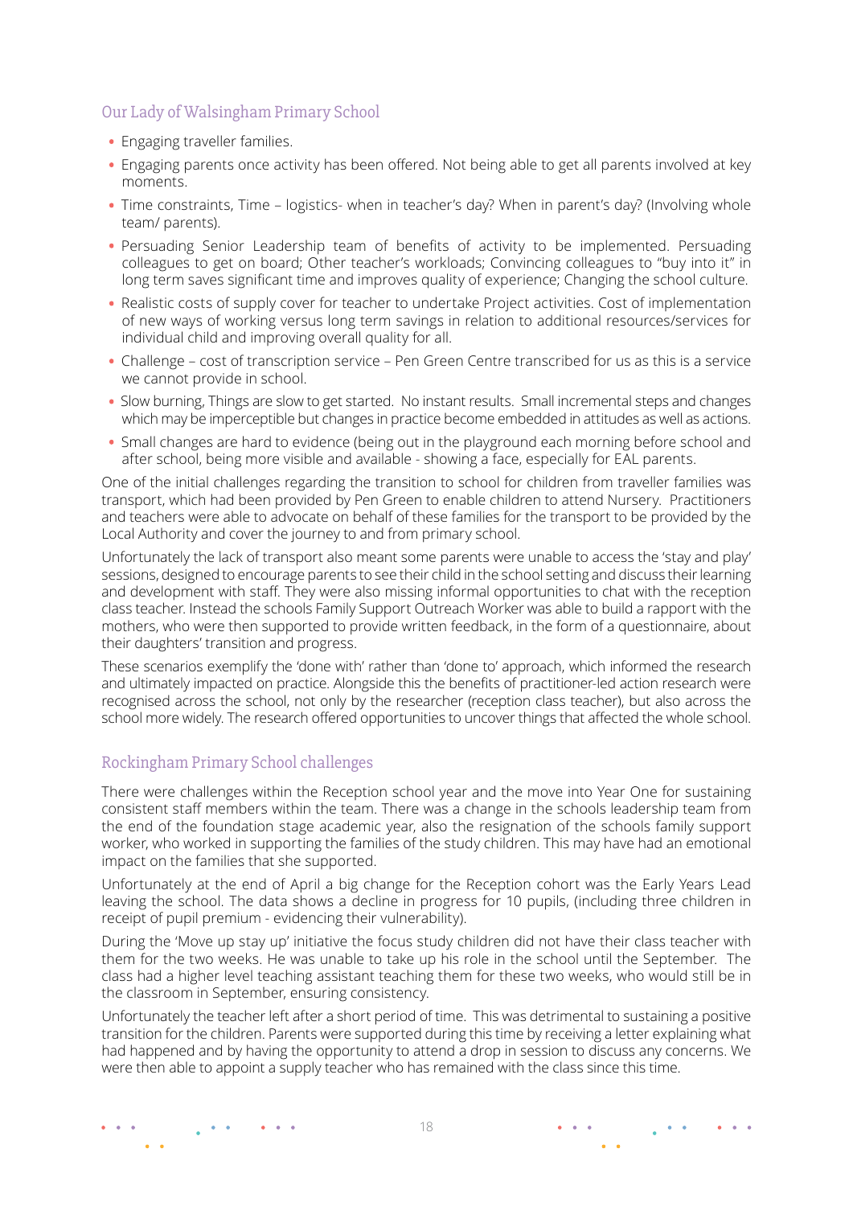## Our Lady of Walsingham Primary School

- Engaging traveller families.
- Engaging parents once activity has been offered. Not being able to get all parents involved at key moments.
- Time constraints, Time – logistics- when in teacher's day? When in parent's day? (Involving whole team/ parents).
- Persuading Senior Leadership team of benefits of activity to be implemented. Persuading colleagues to get on board; Other teacher's workloads; Convincing colleagues to "buy into it" in long term saves significant time and improves quality of experience; Changing the school culture.
- Realistic costs of supply cover for teacher to undertake Project activities. Cost of implementation of new ways of working versus long term savings in relation to additional resources/services for individual child and improving overall quality for all.
- Challenge – cost of transcription service – Pen Green Centre transcribed for us as this is a service we cannot provide in school.
- Slow burning, Things are slow to get started. No instant results. Small incremental steps and changes which may be imperceptible but changes in practice become embedded in attitudes as well as actions.
- Small changes are hard to evidence (being out in the playground each morning before school and after school, being more visible and available - showing a face, especially for EAL parents.

One of the initial challenges regarding the transition to school for children from traveller families was transport, which had been provided by Pen Green to enable children to attend Nursery. Practitioners and teachers were able to advocate on behalf of these families for the transport to be provided by the Local Authority and cover the journey to and from primary school.

Unfortunately the lack of transport also meant some parents were unable to access the 'stay and play' sessions, designed to encourage parents to see their child in the school setting and discuss their learning and development with staff. They were also missing informal opportunities to chat with the reception class teacher. Instead the schools Family Support Outreach Worker was able to build a rapport with the mothers, who were then supported to provide written feedback, in the form of a questionnaire, about their daughters' transition and progress.

These scenarios exemplify the 'done with' rather than 'done to' approach, which informed the research and ultimately impacted on practice. Alongside this the benefits of practitioner-led action research were recognised across the school, not only by the researcher (reception class teacher), but also across the school more widely. The research offered opportunities to uncover things that affected the whole school.

## Rockingham Primary School challenges

There were challenges within the Reception school year and the move into Year One for sustaining consistent staff members within the team. There was a change in the schools leadership team from the end of the foundation stage academic year, also the resignation of the schools family support worker, who worked in supporting the families of the study children. This may have had an emotional impact on the families that she supported.

Unfortunately at the end of April a big change for the Reception cohort was the Early Years Lead leaving the school. The data shows a decline in progress for 10 pupils, (including three children in receipt of pupil premium - evidencing their vulnerability).

During the 'Move up stay up' initiative the focus study children did not have their class teacher with them for the two weeks. He was unable to take up his role in the school until the September. The class had a higher level teaching assistant teaching them for these two weeks, who would still be in the classroom in September, ensuring consistency.

Unfortunately the teacher left after a short period of time. This was detrimental to sustaining a positive transition for the children. Parents were supported during this time by receiving a letter explaining what had happened and by having the opportunity to attend a drop in session to discuss any concerns. We were then able to appoint a supply teacher who has remained with the class since this time.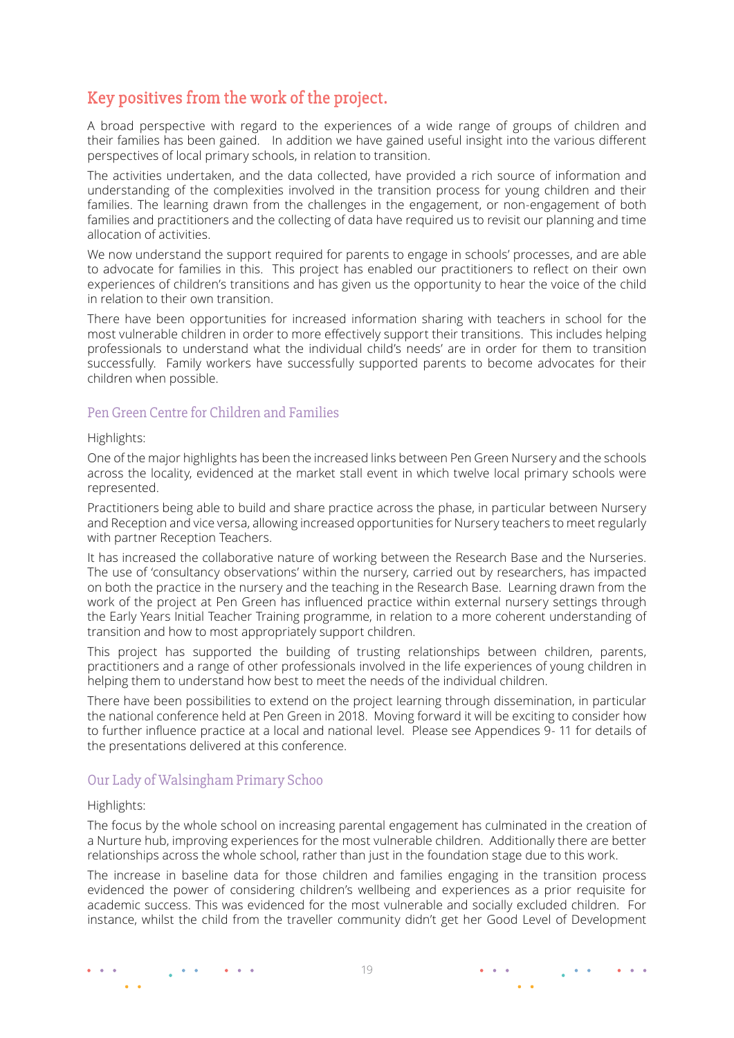## Key positives from the work of the project.

A broad perspective with regard to the experiences of a wide range of groups of children and their families has been gained. In addition we have gained useful insight into the various different perspectives of local primary schools, in relation to transition.

The activities undertaken, and the data collected, have provided a rich source of information and understanding of the complexities involved in the transition process for young children and their families. The learning drawn from the challenges in the engagement, or non-engagement of both families and practitioners and the collecting of data have required us to revisit our planning and time allocation of activities.

We now understand the support required for parents to engage in schools' processes, and are able to advocate for families in this. This project has enabled our practitioners to reflect on their own experiences of children's transitions and has given us the opportunity to hear the voice of the child in relation to their own transition.

There have been opportunities for increased information sharing with teachers in school for the most vulnerable children in order to more effectively support their transitions. This includes helping professionals to understand what the individual child's needs' are in order for them to transition successfully. Family workers have successfully supported parents to become advocates for their children when possible.

### Pen Green Centre for Children and Families

Highlights:

One of the major highlights has been the increased links between Pen Green Nursery and the schools across the locality, evidenced at the market stall event in which twelve local primary schools were represented.

Practitioners being able to build and share practice across the phase, in particular between Nursery and Reception and vice versa, allowing increased opportunities for Nursery teachers to meet regularly with partner Reception Teachers.

It has increased the collaborative nature of working between the Research Base and the Nurseries. The use of 'consultancy observations' within the nursery, carried out by researchers, has impacted on both the practice in the nursery and the teaching in the Research Base. Learning drawn from the work of the project at Pen Green has influenced practice within external nursery settings through the Early Years Initial Teacher Training programme, in relation to a more coherent understanding of transition and how to most appropriately support children.

This project has supported the building of trusting relationships between children, parents, practitioners and a range of other professionals involved in the life experiences of young children in helping them to understand how best to meet the needs of the individual children.

There have been possibilities to extend on the project learning through dissemination, in particular the national conference held at Pen Green in 2018. Moving forward it will be exciting to consider how to further influence practice at a local and national level. Please see Appendices 9- 11 for details of the presentations delivered at this conference.

### Our Lady of Walsingham Primary Schoo

Highlights:

The focus by the whole school on increasing parental engagement has culminated in the creation of a Nurture hub, improving experiences for the most vulnerable children. Additionally there are better relationships across the whole school, rather than just in the foundation stage due to this work.

The increase in baseline data for those children and families engaging in the transition process evidenced the power of considering children's wellbeing and experiences as a prior requisite for academic success. This was evidenced for the most vulnerable and socially excluded children. For instance, whilst the child from the traveller community didn't get her Good Level of Development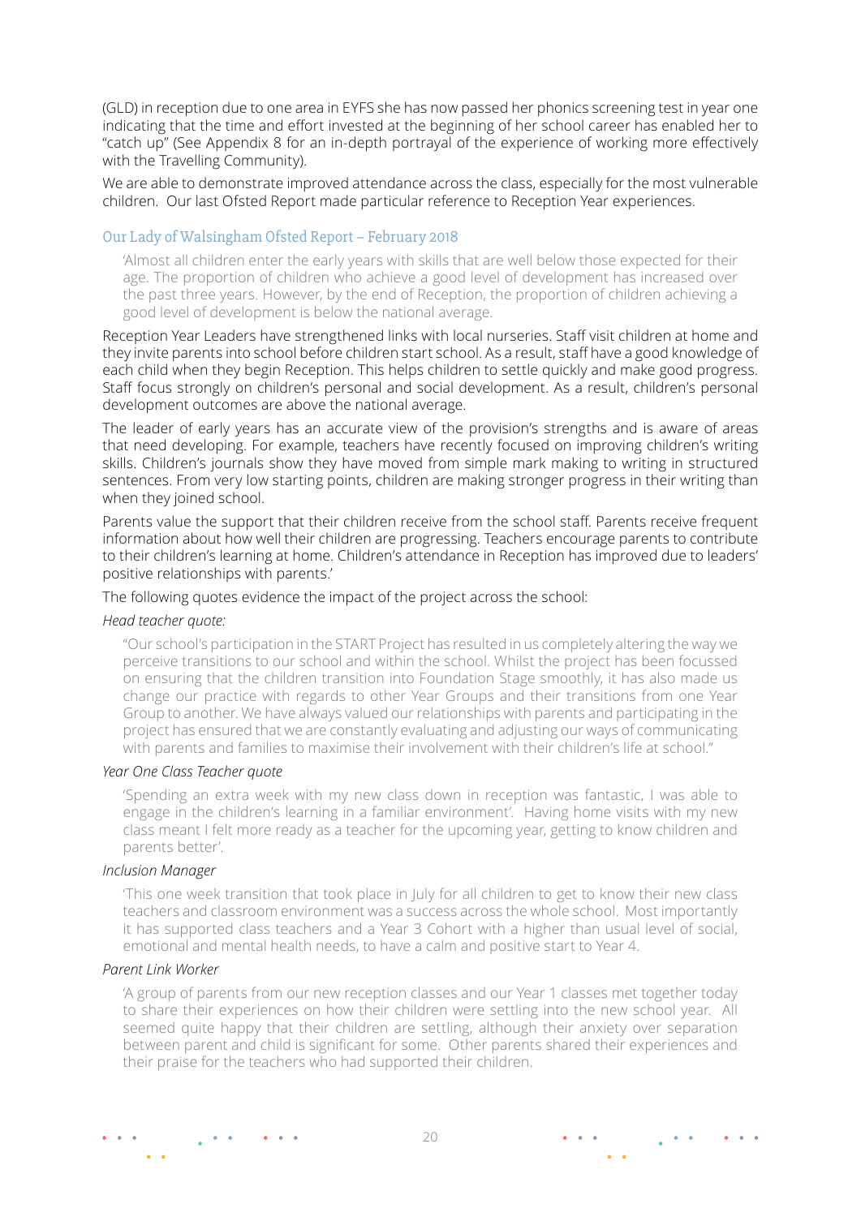(GLD) in reception due to one area in EYFS she has now passed her phonics screening test in year one indicating that the time and effort invested at the beginning of her school career has enabled her to "catch up" (See Appendix 8 for an in-depth portrayal of the experience of working more effectively with the Travelling Community).

We are able to demonstrate improved attendance across the class, especially for the most vulnerable children. Our last Ofsted Report made particular reference to Reception Year experiences.

### Our Lady of Walsingham Ofsted Report – February 2018

> 'Almost all children enter the early years with skills that are well below those expected for their age. The proportion of children who achieve a good level of development has increased over the past three years. However, by the end of Reception, the proportion of children achieving a good level of development is below the national average.

Reception Year Leaders have strengthened links with local nurseries. Staff visit children at home and they invite parents into school before children start school. As a result, staff have a good knowledge of each child when they begin Reception. This helps children to settle quickly and make good progress. Staff focus strongly on children's personal and social development. As a result, children's personal development outcomes are above the national average.

The leader of early years has an accurate view of the provision's strengths and is aware of areas that need developing. For example, teachers have recently focused on improving children's writing skills. Children's journals show they have moved from simple mark making to writing in structured sentences. From very low starting points, children are making stronger progress in their writing than when they joined school.

Parents value the support that their children receive from the school staff. Parents receive frequent information about how well their children are progressing. Teachers encourage parents to contribute to their children's learning at home. Children's attendance in Reception has improved due to leaders' positive relationships with parents.'

The following quotes evidence the impact of the project across the school:

*Head teacher quote:*

> "Our school's participation in the START Project has resulted in us completely altering the way we perceive transitions to our school and within the school. Whilst the project has been focussed on ensuring that the children transition into Foundation Stage smoothly, it has also made us change our practice with regards to other Year Groups and their transitions from one Year Group to another. We have always valued our relationships with parents and participating in the project has ensured that we are constantly evaluating and adjusting our ways of communicating with parents and families to maximise their involvement with their children's life at school."

*Year One Class Teacher quote*

> 'Spending an extra week with my new class down in reception was fantastic, I was able to engage in the children's learning in a familiar environment'. Having home visits with my new class meant I felt more ready as a teacher for the upcoming year, getting to know children and parents better'.

*Inclusion Manager*

> 'This one week transition that took place in July for all children to get to know their new class teachers and classroom environment was a success across the whole school. Most importantly it has supported class teachers and a Year 3 Cohort with a higher than usual level of social, emotional and mental health needs, to have a calm and positive start to Year 4.

*Parent Link Worker*

> 'A group of parents from our new reception classes and our Year 1 classes met together today to share their experiences on how their children were settling into the new school year. All seemed quite happy that their children are settling, although their anxiety over separation between parent and child is significant for some. Other parents shared their experiences and their praise for the teachers who had supported their children.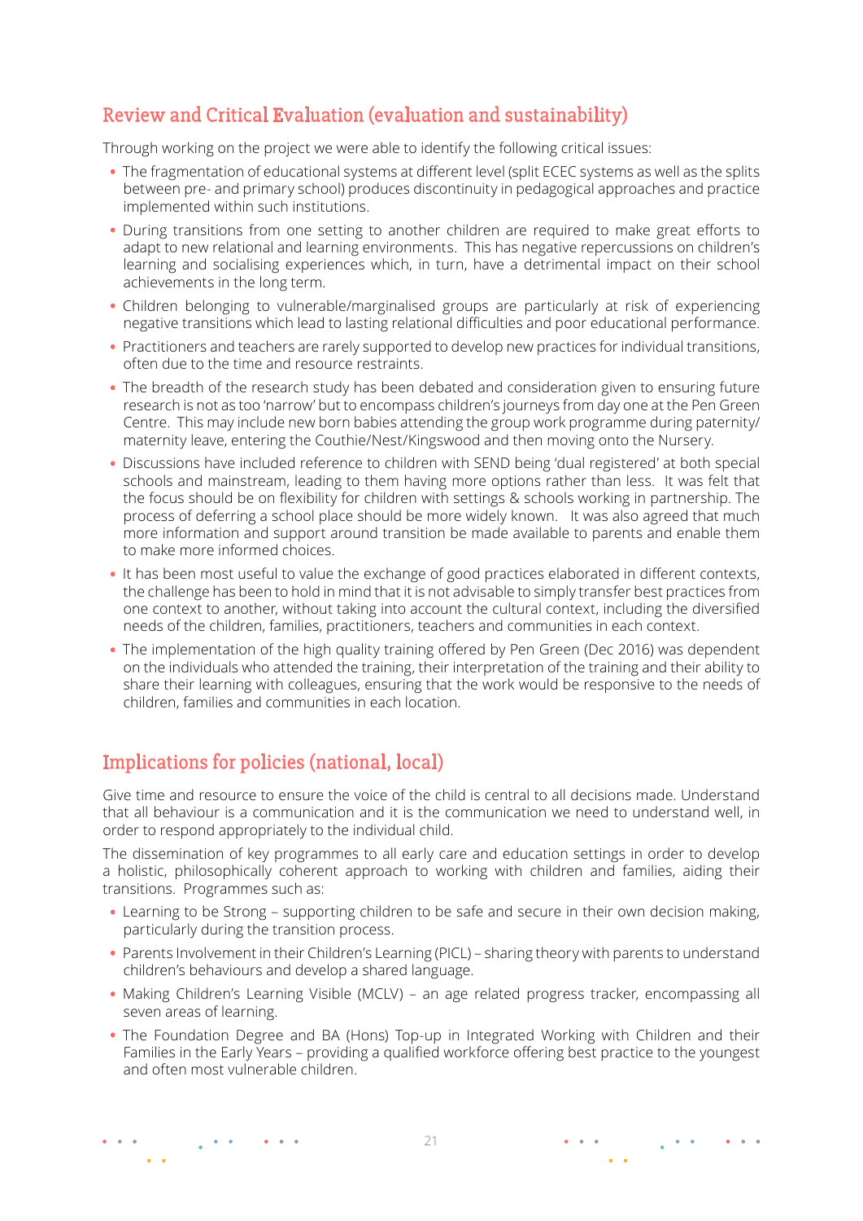## Review and Critical Evaluation (evaluation and sustainability)

Through working on the project we were able to identify the following critical issues:

- The fragmentation of educational systems at different level (split ECEC systems as well as the splits between pre- and primary school) produces discontinuity in pedagogical approaches and practice implemented within such institutions.
- During transitions from one setting to another children are required to make great efforts to adapt to new relational and learning environments. This has negative repercussions on children's learning and socialising experiences which, in turn, have a detrimental impact on their school achievements in the long term.
- Children belonging to vulnerable/marginalised groups are particularly at risk of experiencing negative transitions which lead to lasting relational difficulties and poor educational performance.
- Practitioners and teachers are rarely supported to develop new practices for individual transitions, often due to the time and resource restraints.
- The breadth of the research study has been debated and consideration given to ensuring future research is not as too 'narrow' but to encompass children's journeys from day one at the Pen Green Centre. This may include new born babies attending the group work programme during paternity/maternity leave, entering the Couthie/Nest/Kingswood and then moving onto the Nursery.
- Discussions have included reference to children with SEND being 'dual registered' at both special schools and mainstream, leading to them having more options rather than less. It was felt that the focus should be on flexibility for children with settings & schools working in partnership. The process of deferring a school place should be more widely known. It was also agreed that much more information and support around transition be made available to parents and enable them to make more informed choices.
- It has been most useful to value the exchange of good practices elaborated in different contexts, the challenge has been to hold in mind that it is not advisable to simply transfer best practices from one context to another, without taking into account the cultural context, including the diversified needs of the children, families, practitioners, teachers and communities in each context.
- The implementation of the high quality training offered by Pen Green (Dec 2016) was dependent on the individuals who attended the training, their interpretation of the training and their ability to share their learning with colleagues, ensuring that the work would be responsive to the needs of children, families and communities in each location.

## Implications for policies (national, local)

Give time and resource to ensure the voice of the child is central to all decisions made. Understand that all behaviour is a communication and it is the communication we need to understand well, in order to respond appropriately to the individual child.

The dissemination of key programmes to all early care and education settings in order to develop a holistic, philosophically coherent approach to working with children and families, aiding their transitions. Programmes such as:

- Learning to be Strong – supporting children to be safe and secure in their own decision making, particularly during the transition process.
- Parents Involvement in their Children's Learning (PICL) – sharing theory with parents to understand children's behaviours and develop a shared language.
- Making Children's Learning Visible (MCLV) – an age related progress tracker, encompassing all seven areas of learning.
- The Foundation Degree and BA (Hons) Top-up in Integrated Working with Children and their Families in the Early Years – providing a qualified workforce offering best practice to the youngest and often most vulnerable children.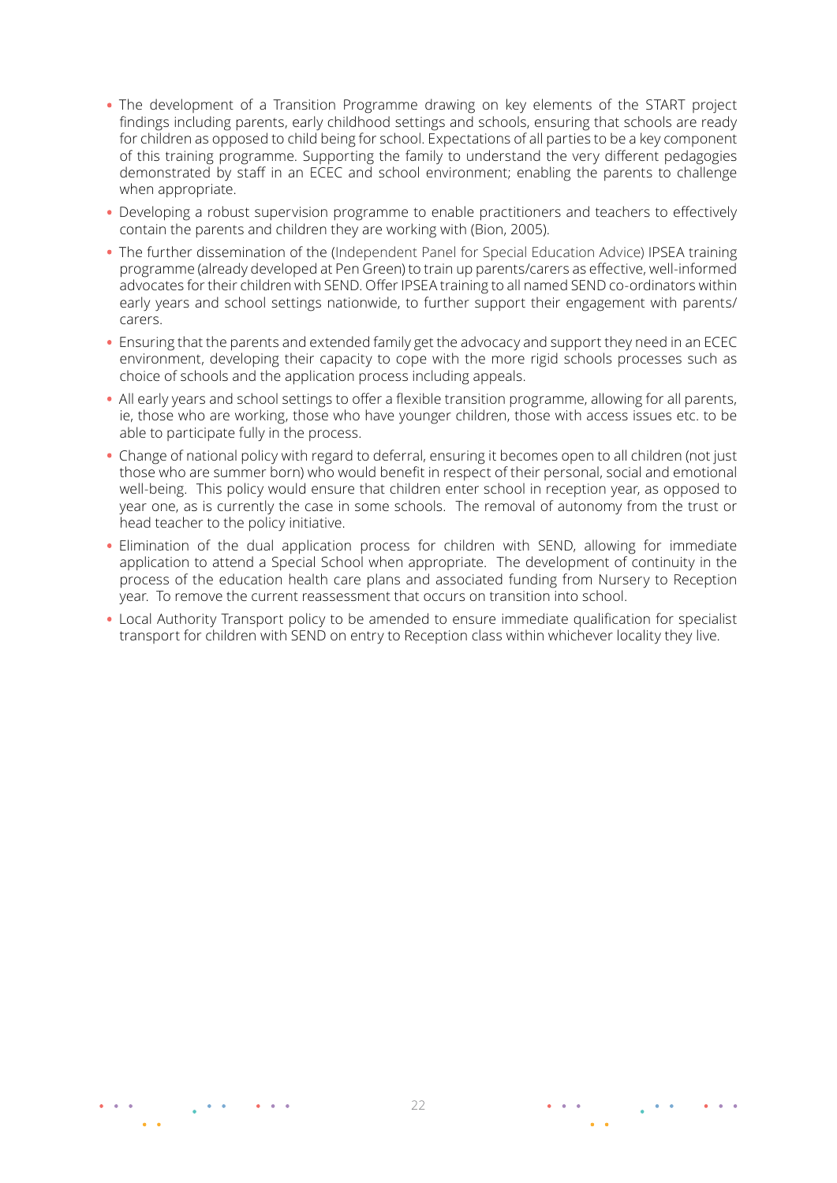- The development of a Transition Programme drawing on key elements of the START project findings including parents, early childhood settings and schools, ensuring that schools are ready for children as opposed to child being for school. Expectations of all parties to be a key component of this training programme. Supporting the family to understand the very different pedagogies demonstrated by staff in an ECEC and school environment; enabling the parents to challenge when appropriate.
- Developing a robust supervision programme to enable practitioners and teachers to effectively contain the parents and children they are working with (Bion, 2005).
- The further dissemination of the (Independent Panel for Special Education Advice) IPSEA training programme (already developed at Pen Green) to train up parents/carers as effective, well-informed advocates for their children with SEND. Offer IPSEA training to all named SEND co-ordinators within early years and school settings nationwide, to further support their engagement with parents/carers.
- Ensuring that the parents and extended family get the advocacy and support they need in an ECEC environment, developing their capacity to cope with the more rigid schools processes such as choice of schools and the application process including appeals.
- All early years and school settings to offer a flexible transition programme, allowing for all parents, ie, those who are working, those who have younger children, those with access issues etc. to be able to participate fully in the process.
- Change of national policy with regard to deferral, ensuring it becomes open to all children (not just those who are summer born) who would benefit in respect of their personal, social and emotional well-being. This policy would ensure that children enter school in reception year, as opposed to year one, as is currently the case in some schools. The removal of autonomy from the trust or head teacher to the policy initiative.
- Elimination of the dual application process for children with SEND, allowing for immediate application to attend a Special School when appropriate. The development of continuity in the process of the education health care plans and associated funding from Nursery to Reception year. To remove the current reassessment that occurs on transition into school.
- Local Authority Transport policy to be amended to ensure immediate qualification for specialist transport for children with SEND on entry to Reception class within whichever locality they live.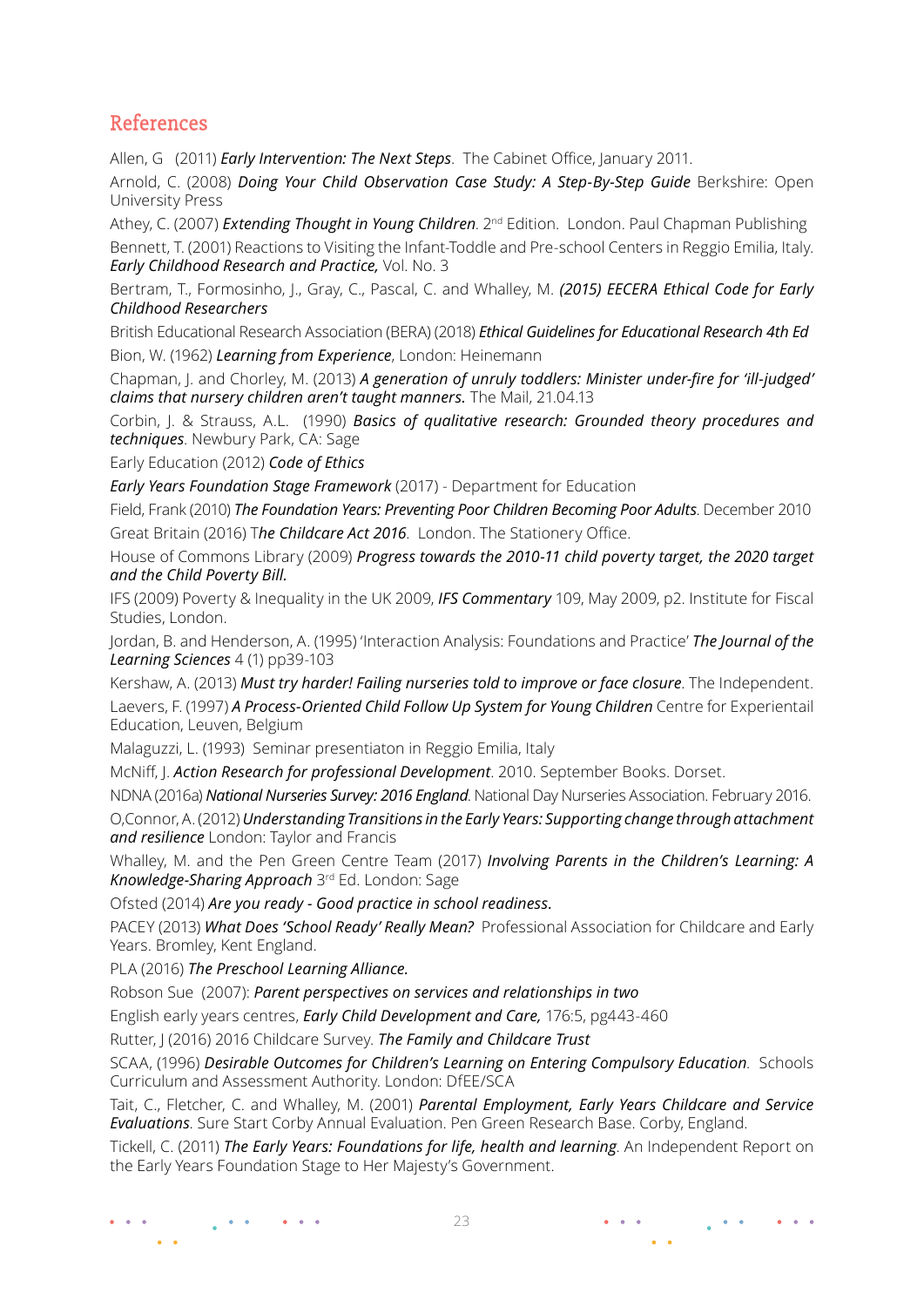## References

Allen, G (2011) ***Early Intervention: The Next Steps***. The Cabinet Office, January 2011.

Arnold, C. (2008) ***Doing Your Child Observation Case Study: A Step-By-Step Guide*** Berkshire: Open University Press

Athey, C. (2007) ***Extending Thought in Young Children***. 2nd Edition. London. Paul Chapman Publishing

Bennett, T. (2001) Reactions to Visiting the Infant-Toddle and Pre-school Centers in Reggio Emilia, Italy. ***Early Childhood Research and Practice,*** Vol. No. 3

Bertram, T., Formosinho, J., Gray, C., Pascal, C. and Whalley, M. ***(2015) EECERA Ethical Code for Early Childhood Researchers***

British Educational Research Association (BERA) (2018) ***Ethical Guidelines for Educational Research 4th Ed***

Bion, W. (1962) ***Learning from Experience***, London: Heinemann

Chapman, J. and Chorley, M. (2013) ***A generation of unruly toddlers: Minister under-fire for 'ill-judged' claims that nursery children aren't taught manners.*** The Mail, 21.04.13

Corbin, J. & Strauss, A.L. (1990) ***Basics of qualitative research: Grounded theory procedures and techniques***. Newbury Park, CA: Sage

Early Education (2012) ***Code of Ethics***

***Early Years Foundation Stage Framework*** (2017) - Department for Education

Field, Frank (2010) ***The Foundation Years: Preventing Poor Children Becoming Poor Adults***. December 2010

Great Britain (2016) T***he Childcare Act 2016***. London. The Stationery Office.

House of Commons Library (2009) ***Progress towards the 2010-11 child poverty target, the 2020 target and the Child Poverty Bill.***

IFS (2009) Poverty & Inequality in the UK 2009, ***IFS Commentary*** 109, May 2009, p2. Institute for Fiscal Studies, London.

Jordan, B. and Henderson, A. (1995) 'Interaction Analysis: Foundations and Practice' ***The Journal of the Learning Sciences*** 4 (1) pp39-103

Kershaw, A. (2013) ***Must try harder! Failing nurseries told to improve or face closure***. The Independent.

Laevers, F. (1997) ***A Process-Oriented Child Follow Up System for Young Children*** Centre for Experientail Education, Leuven, Belgium

Malaguzzi, L. (1993) Seminar presentiaton in Reggio Emilia, Italy

McNiff, J. ***Action Research for professional Development***. 2010. September Books. Dorset.

NDNA (2016a) ***National Nurseries Survey: 2016 England***. National Day Nurseries Association. February 2016.

O,Connor, A. (2012) ***Understanding Transitions in the Early Years: Supporting change through attachment and resilience*** London: Taylor and Francis

Whalley, M. and the Pen Green Centre Team (2017) ***Involving Parents in the Children's Learning: A Knowledge-Sharing Approach*** 3rd Ed. London: Sage

Ofsted (2014) ***Are you ready - Good practice in school readiness.***

PACEY (2013) ***What Does 'School Ready' Really Mean?*** Professional Association for Childcare and Early Years. Bromley, Kent England.

PLA (2016) ***The Preschool Learning Alliance.***

Robson Sue (2007): ***Parent perspectives on services and relationships in two***

English early years centres, ***Early Child Development and Care,*** 176:5, pg443-460

Rutter, J (2016) 2016 Childcare Survey. ***The Family and Childcare Trust***

SCAA, (1996) ***Desirable Outcomes for Children's Learning on Entering Compulsory Education***. Schools Curriculum and Assessment Authority. London: DfEE/SCA

Tait, C., Fletcher, C. and Whalley, M. (2001) ***Parental Employment, Early Years Childcare and Service Evaluations***. Sure Start Corby Annual Evaluation. Pen Green Research Base. Corby, England.

Tickell, C. (2011) ***The Early Years: Foundations for life, health and learning***. An Independent Report on the Early Years Foundation Stage to Her Majesty's Government.